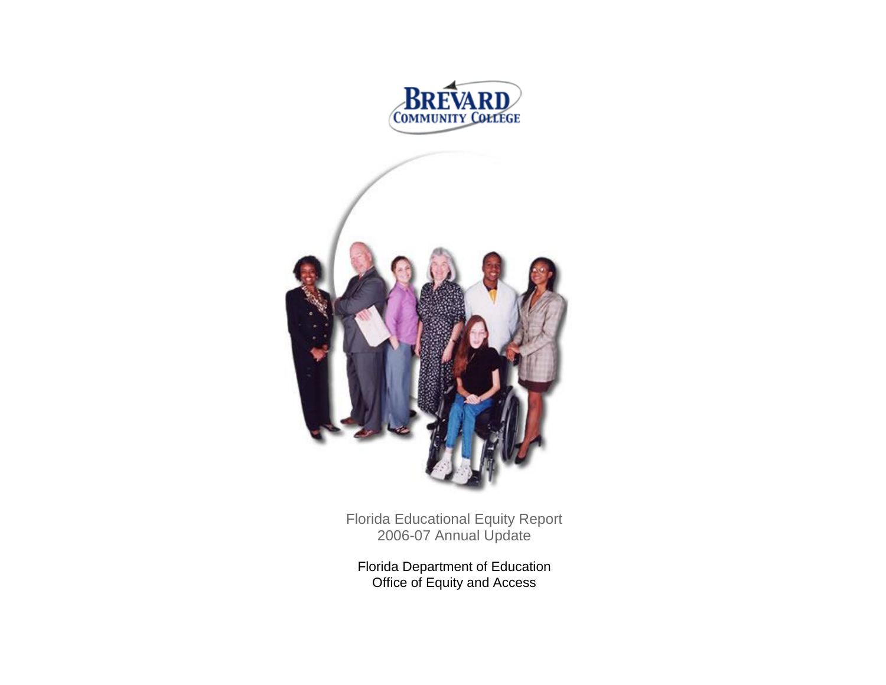BREVARD
COMMUNITY COLLEGE

Florida Educational Equity Report
2006-07 Annual Update

Florida Department of Education
Office of Equity and Access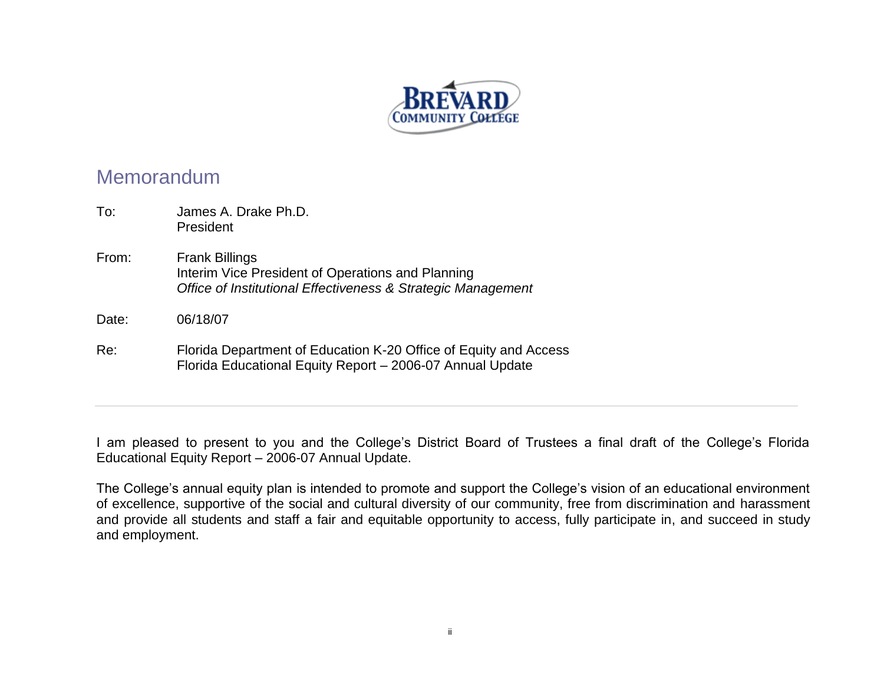# Memorandum

To: James A. Drake Ph.D.
President

From: Frank Billings
Interim Vice President of Operations and Planning
*Office of Institutional Effectiveness & Strategic Management*

Date: 06/18/07

Re: Florida Department of Education K-20 Office of Equity and Access
Florida Educational Equity Report – 2006-07 Annual Update

---

I am pleased to present to you and the College's District Board of Trustees a final draft of the College's Florida Educational Equity Report – 2006-07 Annual Update.

The College's annual equity plan is intended to promote and support the College's vision of an educational environment of excellence, supportive of the social and cultural diversity of our community, free from discrimination and harassment and provide all students and staff a fair and equitable opportunity to access, fully participate in, and succeed in study and employment.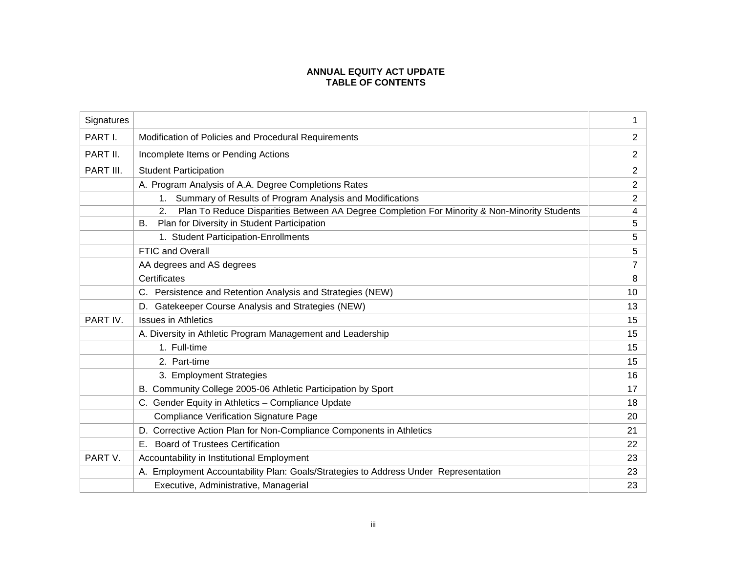# ANNUAL EQUITY ACT UPDATE
## TABLE OF CONTENTS

| | | |
|---|---|---|
| Signatures | | 1 |
| PART I. | Modification of Policies and Procedural Requirements | 2 |
| PART II. | Incomplete Items or Pending Actions | 2 |
| PART III. | Student Participation | 2 |
| | A. Program Analysis of A.A. Degree Completions Rates | 2 |
| | 1. Summary of Results of Program Analysis and Modifications | 2 |
| | 2. Plan To Reduce Disparities Between AA Degree Completion For Minority & Non-Minority Students | 4 |
| | B. Plan for Diversity in Student Participation | 5 |
| | 1. Student Participation-Enrollments | 5 |
| | FTIC and Overall | 5 |
| | AA degrees and AS degrees | 7 |
| | Certificates | 8 |
| | C. Persistence and Retention Analysis and Strategies (NEW) | 10 |
| | D. Gatekeeper Course Analysis and Strategies (NEW) | 13 |
| PART IV. | Issues in Athletics | 15 |
| | A. Diversity in Athletic Program Management and Leadership | 15 |
| | 1. Full-time | 15 |
| | 2. Part-time | 15 |
| | 3. Employment Strategies | 16 |
| | B. Community College 2005-06 Athletic Participation by Sport | 17 |
| | C. Gender Equity in Athletics – Compliance Update | 18 |
| | Compliance Verification Signature Page | 20 |
| | D. Corrective Action Plan for Non-Compliance Components in Athletics | 21 |
| | E. Board of Trustees Certification | 22 |
| PART V. | Accountability in Institutional Employment | 23 |
| | A. Employment Accountability Plan: Goals/Strategies to Address Under Representation | 23 |
| | Executive, Administrative, Managerial | 23 |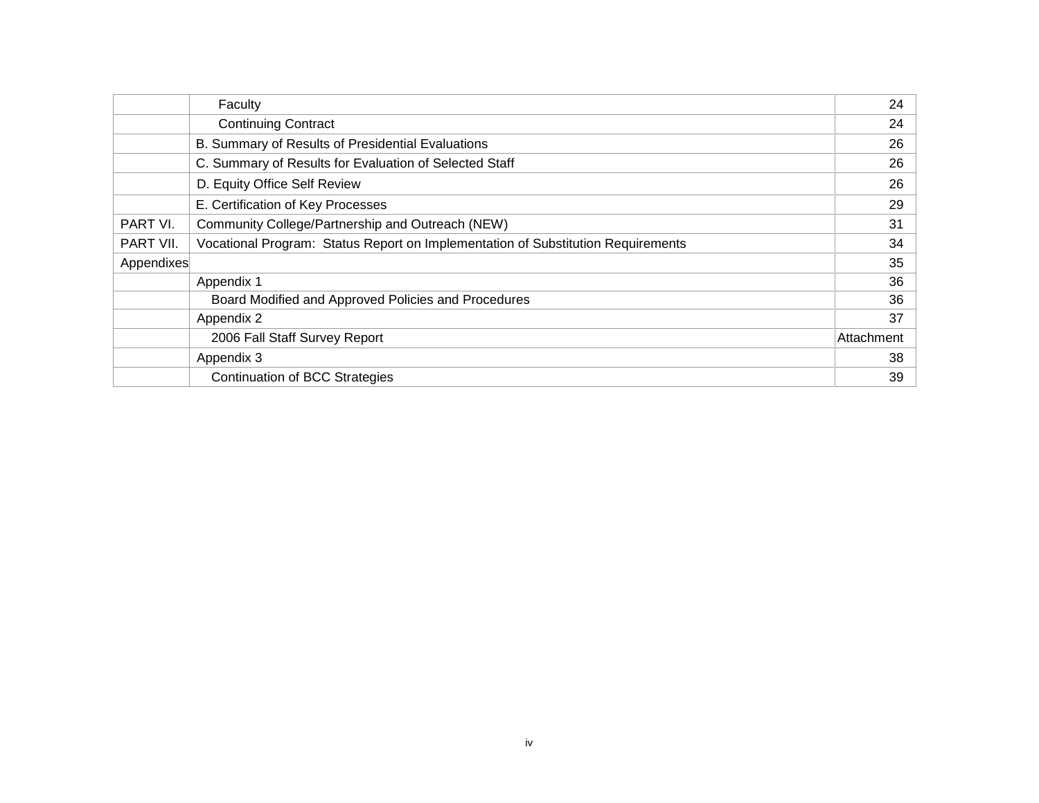| | | |
|---|---|---|
| | Faculty | 24 |
| | Continuing Contract | 24 |
| | B. Summary of Results of Presidential Evaluations | 26 |
| | C. Summary of Results for Evaluation of Selected Staff | 26 |
| | D. Equity Office Self Review | 26 |
| | E. Certification of Key Processes | 29 |
| PART VI. | Community College/Partnership and Outreach (NEW) | 31 |
| PART VII. | Vocational Program: Status Report on Implementation of Substitution Requirements | 34 |
| Appendixes | | 35 |
| | Appendix 1 | 36 |
| | Board Modified and Approved Policies and Procedures | 36 |
| | Appendix 2 | 37 |
| | 2006 Fall Staff Survey Report | Attachment |
| | Appendix 3 | 38 |
| | Continuation of BCC Strategies | 39 |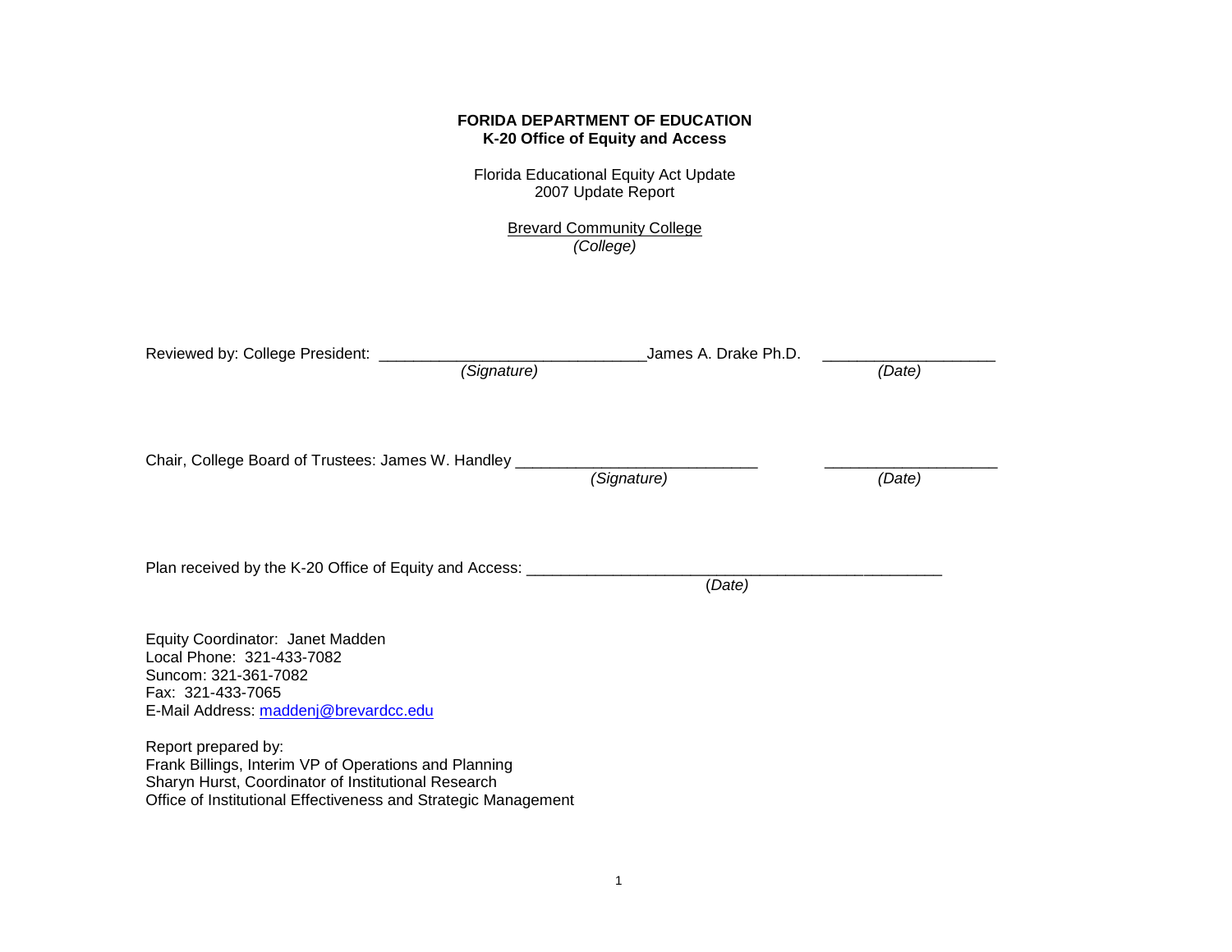**FORIDA DEPARTMENT OF EDUCATION**
**K-20 Office of Equity and Access**

Florida Educational Equity Act Update
2007 Update Report

Brevard Community College
*(College)*

Reviewed by: College President: ______________________________James A. Drake Ph.D. ____________________
*(Signature)* *(Date)*

Chair, College Board of Trustees: James W. Handley ___________________________ ____________________
*(Signature)* *(Date)*

Plan received by the K-20 Office of Equity and Access: _______________________________________________
(*Date)*

Equity Coordinator: Janet Madden
Local Phone: 321-433-7082
Suncom: 321-361-7082
Fax: 321-433-7065
E-Mail Address: maddenj@brevardcc.edu

Report prepared by:
Frank Billings, Interim VP of Operations and Planning
Sharyn Hurst, Coordinator of Institutional Research
Office of Institutional Effectiveness and Strategic Management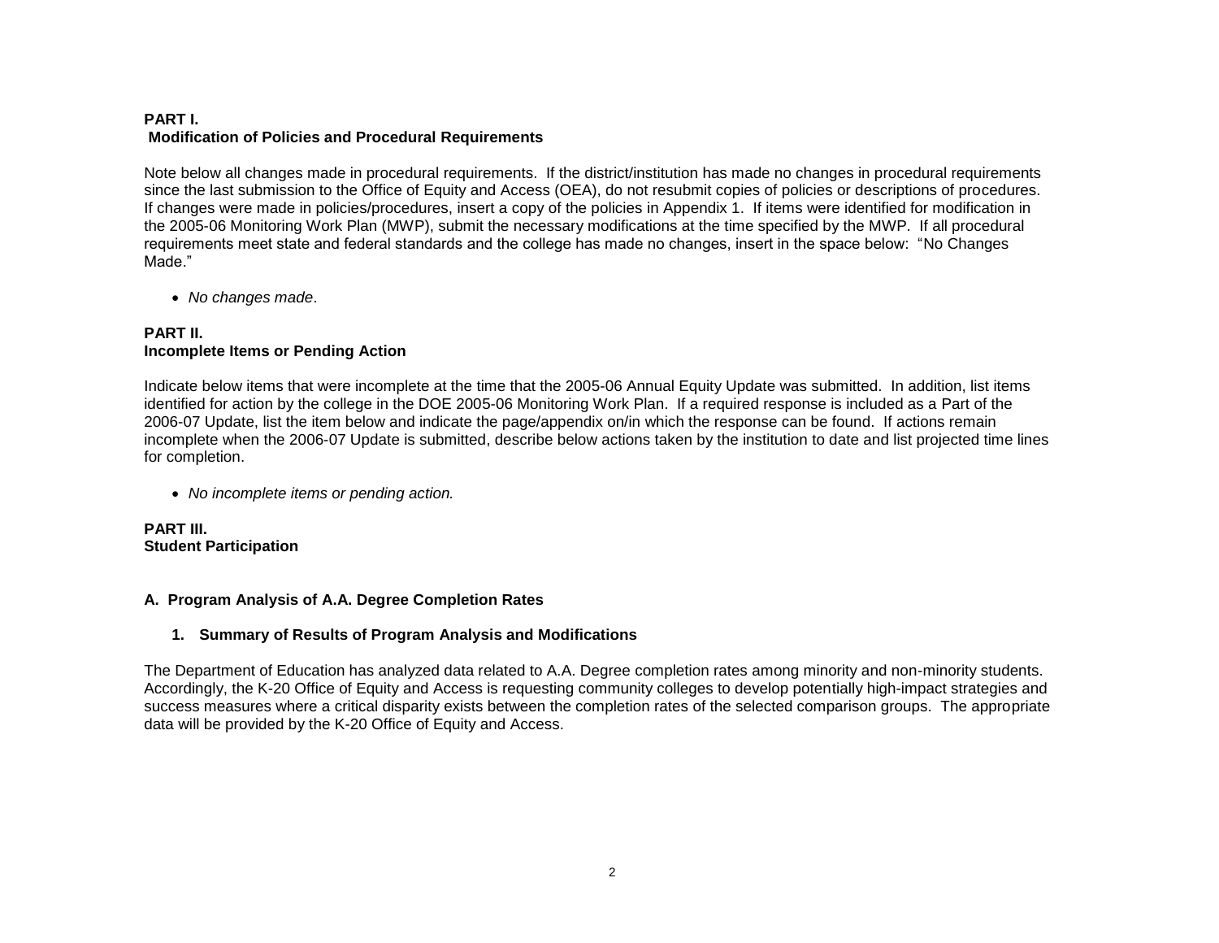**PART I.**
**Modification of Policies and Procedural Requirements**

Note below all changes made in procedural requirements. If the district/institution has made no changes in procedural requirements since the last submission to the Office of Equity and Access (OEA), do not resubmit copies of policies or descriptions of procedures. If changes were made in policies/procedures, insert a copy of the policies in Appendix 1. If items were identified for modification in the 2005-06 Monitoring Work Plan (MWP), submit the necessary modifications at the time specified by the MWP. If all procedural requirements meet state and federal standards and the college has made no changes, insert in the space below: "No Changes Made."

- *No changes made*.

**PART II.**
**Incomplete Items or Pending Action**

Indicate below items that were incomplete at the time that the 2005-06 Annual Equity Update was submitted. In addition, list items identified for action by the college in the DOE 2005-06 Monitoring Work Plan. If a required response is included as a Part of the 2006-07 Update, list the item below and indicate the page/appendix on/in which the response can be found. If actions remain incomplete when the 2006-07 Update is submitted, describe below actions taken by the institution to date and list projected time lines for completion.

- *No incomplete items or pending action.*

**PART III.**
**Student Participation**

**A. Program Analysis of A.A. Degree Completion Rates**

**1. Summary of Results of Program Analysis and Modifications**

The Department of Education has analyzed data related to A.A. Degree completion rates among minority and non-minority students. Accordingly, the K-20 Office of Equity and Access is requesting community colleges to develop potentially high-impact strategies and success measures where a critical disparity exists between the completion rates of the selected comparison groups. The appropriate data will be provided by the K-20 Office of Equity and Access.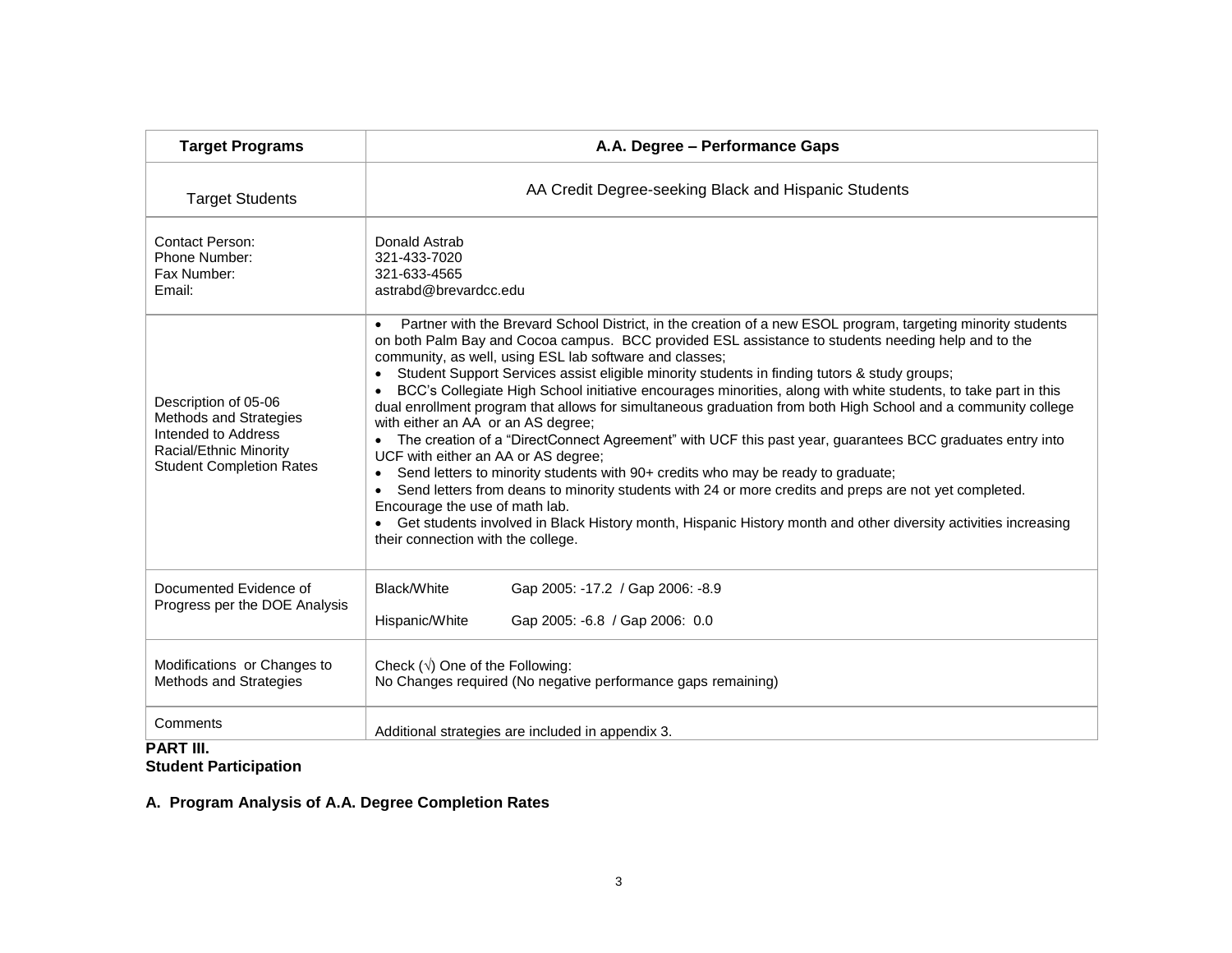| Target Programs | A.A. Degree – Performance Gaps |
|---|---|
| Target Students | AA Credit Degree-seeking Black and Hispanic Students |
| Contact Person:<br>Phone Number:<br>Fax Number:<br>Email: | Donald Astrab<br>321-433-7020<br>321-633-4565<br>astrabd@brevardcc.edu |
| Description of 05-06 Methods and Strategies Intended to Address Racial/Ethnic Minority Student Completion Rates | • Partner with the Brevard School District, in the creation of a new ESOL program, targeting minority students on both Palm Bay and Cocoa campus. BCC provided ESL assistance to students needing help and to the community, as well, using ESL lab software and classes;<br>• Student Support Services assist eligible minority students in finding tutors & study groups;<br>• BCC's Collegiate High School initiative encourages minorities, along with white students, to take part in this dual enrollment program that allows for simultaneous graduation from both High School and a community college with either an AA or an AS degree;<br>• The creation of a "DirectConnect Agreement" with UCF this past year, guarantees BCC graduates entry into UCF with either an AA or AS degree;<br>• Send letters to minority students with 90+ credits who may be ready to graduate;<br>• Send letters from deans to minority students with 24 or more credits and preps are not yet completed. Encourage the use of math lab.<br>• Get students involved in Black History month, Hispanic History month and other diversity activities increasing their connection with the college. |
| Documented Evidence of Progress per the DOE Analysis | Black/White Gap 2005: -17.2 / Gap 2006: -8.9<br><br>Hispanic/White Gap 2005: -6.8 / Gap 2006: 0.0 |
| Modifications or Changes to Methods and Strategies | Check (√) One of the Following:<br>No Changes required (No negative performance gaps remaining) |
| Comments | Additional strategies are included in appendix 3. |

**PART III.**
**Student Participation**

**A. Program Analysis of A.A. Degree Completion Rates**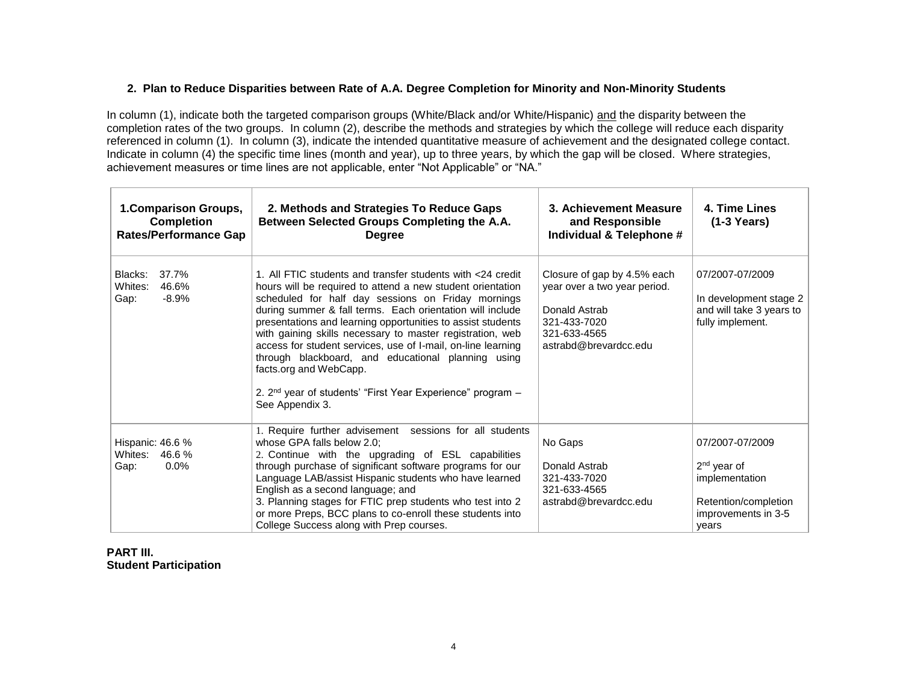## 2. Plan to Reduce Disparities between Rate of A.A. Degree Completion for Minority and Non-Minority Students

In column (1), indicate both the targeted comparison groups (White/Black and/or White/Hispanic) and the disparity between the completion rates of the two groups. In column (2), describe the methods and strategies by which the college will reduce each disparity referenced in column (1). In column (3), indicate the intended quantitative measure of achievement and the designated college contact. Indicate in column (4) the specific time lines (month and year), up to three years, by which the gap will be closed. Where strategies, achievement measures or time lines are not applicable, enter "Not Applicable" or "NA."

| 1.Comparison Groups, Completion Rates/Performance Gap | 2. Methods and Strategies To Reduce Gaps Between Selected Groups Completing the A.A. Degree | 3. Achievement Measure and Responsible Individual & Telephone # | 4. Time Lines (1-3 Years) |
|---|---|---|---|
| Blacks: 37.7%<br>Whites: 46.6%<br>Gap: -8.9% | 1. All FTIC students and transfer students with <24 credit hours will be required to attend a new student orientation scheduled for half day sessions on Friday mornings during summer & fall terms. Each orientation will include presentations and learning opportunities to assist students with gaining skills necessary to master registration, web access for student services, use of I-mail, on-line learning through blackboard, and educational planning using facts.org and WebCapp.<br><br>2. 2nd year of students' "First Year Experience" program – See Appendix 3. | Closure of gap by 4.5% each year over a two year period.<br><br>Donald Astrab<br>321-433-7020<br>321-633-4565<br>astrabd@brevardcc.edu | 07/2007-07/2009<br><br>In development stage 2 and will take 3 years to fully implement. |
| Hispanic: 46.6 %<br>Whites: 46.6 %<br>Gap: 0.0% | 1. Require further advisement sessions for all students whose GPA falls below 2.0;<br>2. Continue with the upgrading of ESL capabilities through purchase of significant software programs for our Language LAB/assist Hispanic students who have learned English as a second language; and<br>3. Planning stages for FTIC prep students who test into 2 or more Preps, BCC plans to co-enroll these students into College Success along with Prep courses. | No Gaps<br><br>Donald Astrab<br>321-433-7020<br>321-633-4565<br>astrabd@brevardcc.edu | 07/2007-07/2009<br><br>2nd year of implementation<br><br>Retention/completion improvements in 3-5 years |

**PART III.**
**Student Participation**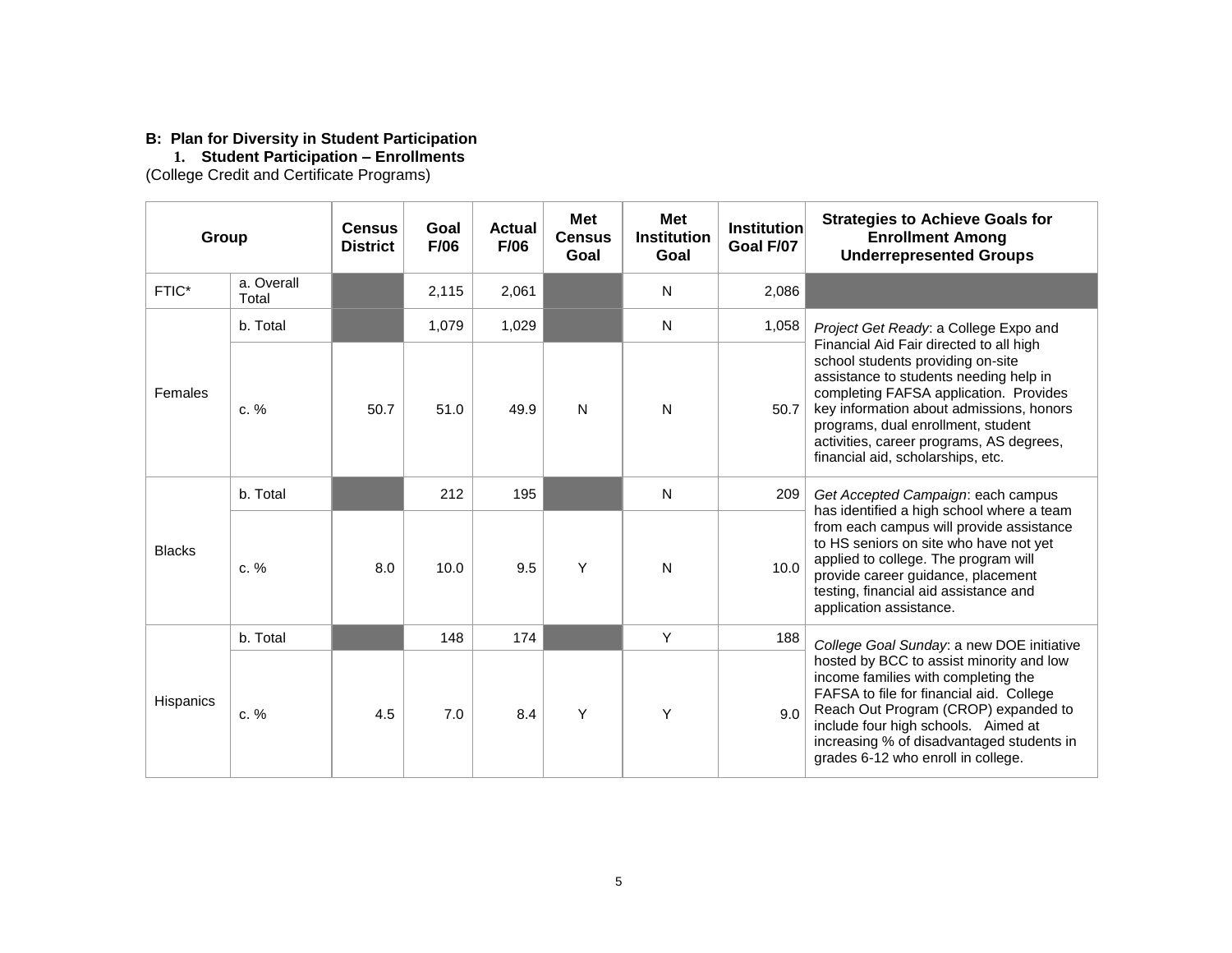**B: Plan for Diversity in Student Participation**

**1. Student Participation – Enrollments**

(College Credit and Certificate Programs)

| Group | | Census District | Goal F/06 | Actual F/06 | Met Census Goal | Met Institution Goal | Institution Goal F/07 | Strategies to Achieve Goals for Enrollment Among Underrepresented Groups |
|---|---|---|---|---|---|---|---|---|
| FTIC* | a. Overall Total | | 2,115 | 2,061 | | N | 2,086 | |
| Females | b. Total | | 1,079 | 1,029 | | N | 1,058 | *Project Get Ready*: a College Expo and Financial Aid Fair directed to all high school students providing on-site assistance to students needing help in completing FAFSA application. Provides key information about admissions, honors programs, dual enrollment, student activities, career programs, AS degrees, financial aid, scholarships, etc. |
| | c. % | 50.7 | 51.0 | 49.9 | N | N | 50.7 | |
| Blacks | b. Total | | 212 | 195 | | N | 209 | *Get Accepted Campaign*: each campus has identified a high school where a team from each campus will provide assistance to HS seniors on site who have not yet applied to college. The program will provide career guidance, placement testing, financial aid assistance and application assistance. |
| | c. % | 8.0 | 10.0 | 9.5 | Y | N | 10.0 | |
| Hispanics | b. Total | | 148 | 174 | | Y | 188 | *College Goal Sunday*: a new DOE initiative hosted by BCC to assist minority and low income families with completing the FAFSA to file for financial aid. College Reach Out Program (CROP) expanded to include four high schools. Aimed at increasing % of disadvantaged students in grades 6-12 who enroll in college. |
| | c. % | 4.5 | 7.0 | 8.4 | Y | Y | 9.0 | |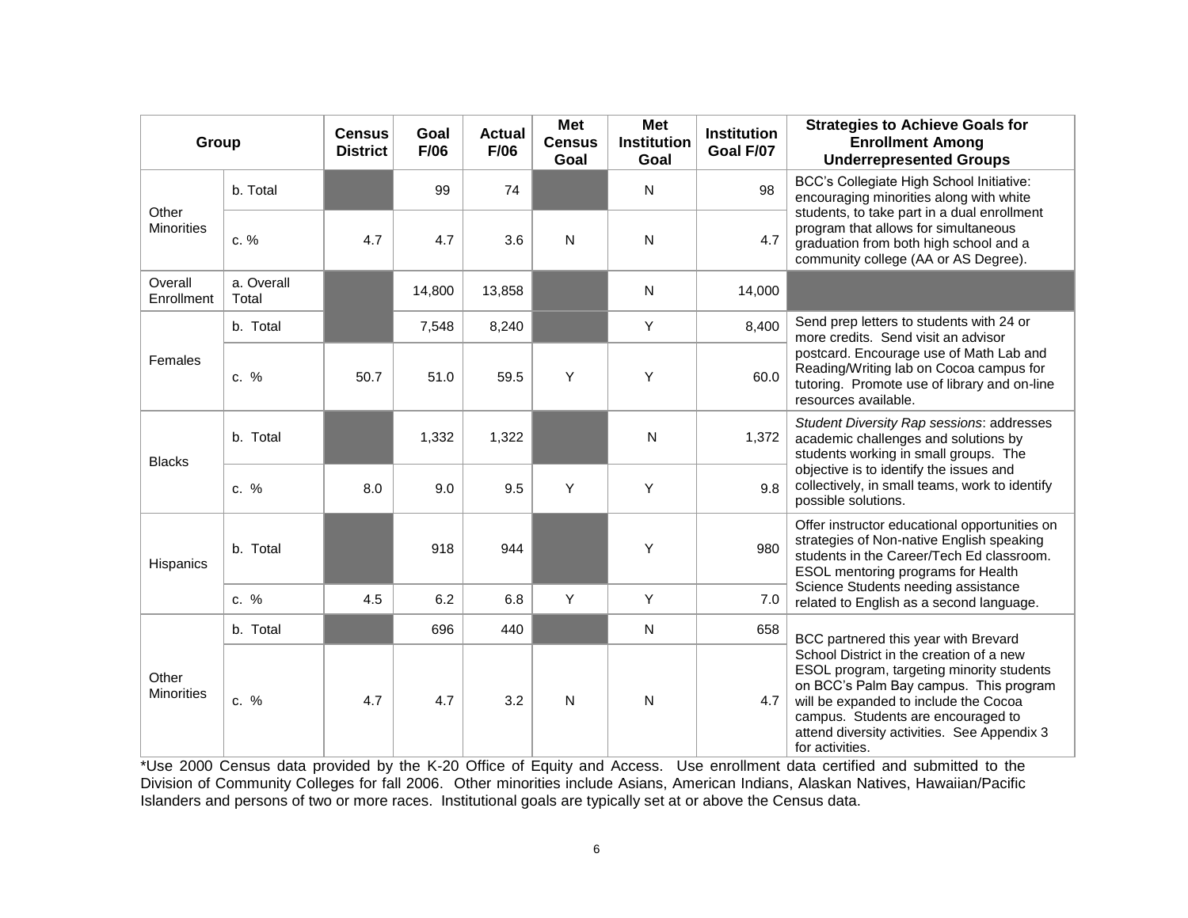| Group | | Census District | Goal F/06 | Actual F/06 | Met Census Goal | Met Institution Goal | Institution Goal F/07 | Strategies to Achieve Goals for Enrollment Among Underrepresented Groups |
|---|---|---|---|---|---|---|---|---|
| Other Minorities | b. Total | | 99 | 74 | | N | 98 | BCC's Collegiate High School Initiative: encouraging minorities along with white students, to take part in a dual enrollment program that allows for simultaneous graduation from both high school and a community college (AA or AS Degree). |
| | c. % | 4.7 | 4.7 | 3.6 | N | N | 4.7 | |
| Overall Enrollment | a. Overall Total | | 14,800 | 13,858 | | N | 14,000 | |
| Females | b. Total | | 7,548 | 8,240 | | Y | 8,400 | Send prep letters to students with 24 or more credits. Send visit an advisor postcard. Encourage use of Math Lab and Reading/Writing lab on Cocoa campus for tutoring. Promote use of library and on-line resources available. |
| | c. % | 50.7 | 51.0 | 59.5 | Y | Y | 60.0 | |
| Blacks | b. Total | | 1,332 | 1,322 | | N | 1,372 | *Student Diversity Rap sessions*: addresses academic challenges and solutions by students working in small groups. The objective is to identify the issues and collectively, in small teams, work to identify possible solutions. |
| | c. % | 8.0 | 9.0 | 9.5 | Y | Y | 9.8 | |
| Hispanics | b. Total | | 918 | 944 | | Y | 980 | Offer instructor educational opportunities on strategies of Non-native English speaking students in the Career/Tech Ed classroom. ESOL mentoring programs for Health Science Students needing assistance related to English as a second language. |
| | c. % | 4.5 | 6.2 | 6.8 | Y | Y | 7.0 | |
| Other Minorities | b. Total | | 696 | 440 | | N | 658 | BCC partnered this year with Brevard School District in the creation of a new ESOL program, targeting minority students on BCC's Palm Bay campus. This program will be expanded to include the Cocoa campus. Students are encouraged to attend diversity activities. See Appendix 3 for activities. |
| | c. % | 4.7 | 4.7 | 3.2 | N | N | 4.7 | |

*Use 2000 Census data provided by the K-20 Office of Equity and Access. Use enrollment data certified and submitted to the Division of Community Colleges for fall 2006. Other minorities include Asians, American Indians, Alaskan Natives, Hawaiian/Pacific Islanders and persons of two or more races. Institutional goals are typically set at or above the Census data.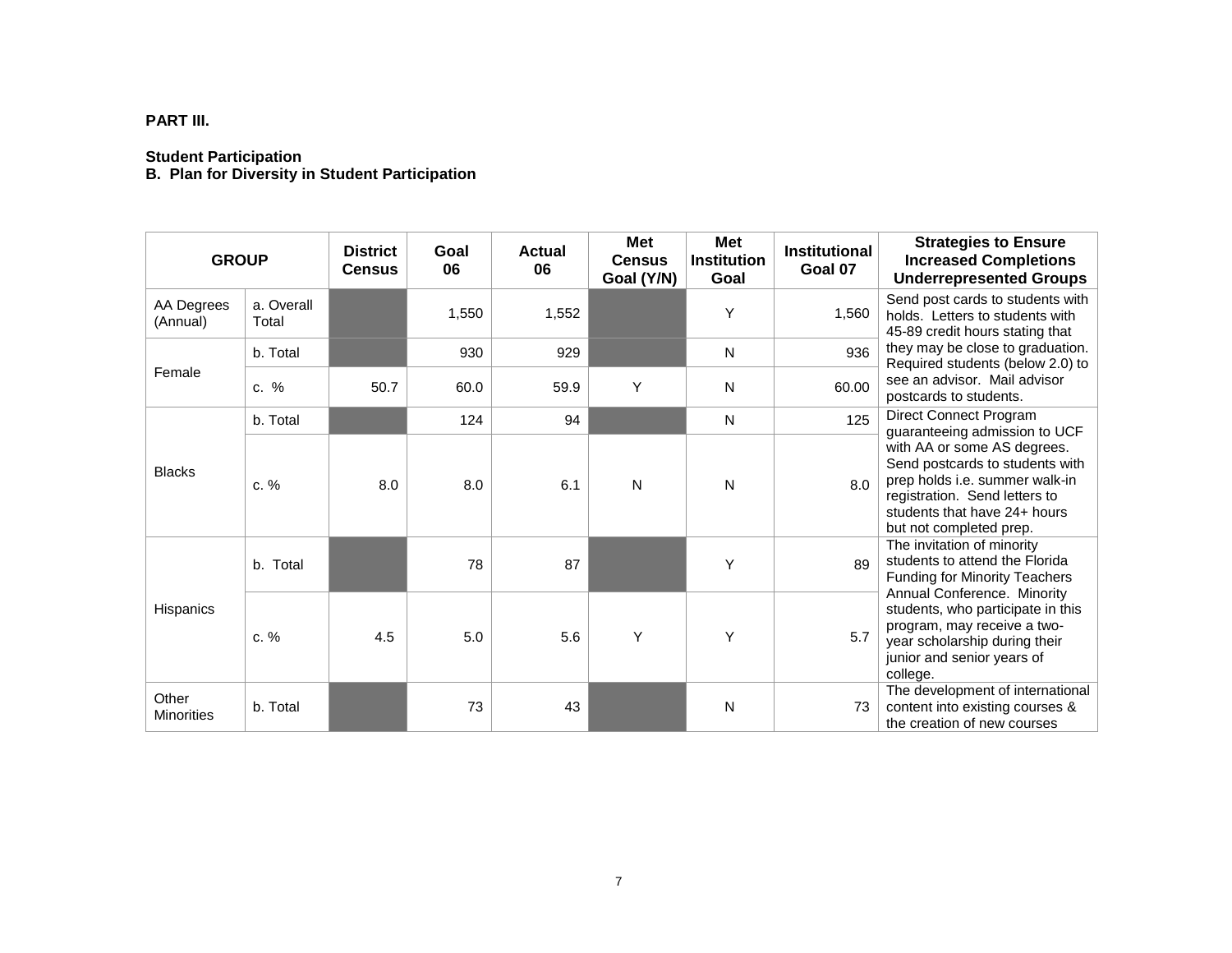**PART III.**

**Student Participation**
**B. Plan for Diversity in Student Participation**

| GROUP | | District Census | Goal 06 | Actual 06 | Met Census Goal (Y/N) | Met Institution Goal | Institutional Goal 07 | Strategies to Ensure Increased Completions Underrepresented Groups |
|---|---|---|---|---|---|---|---|---|
| AA Degrees (Annual) | a. Overall Total | | 1,550 | 1,552 | | Y | 1,560 | Send post cards to students with holds. Letters to students with 45-89 credit hours stating that they may be close to graduation. Required students (below 2.0) to see an advisor. Mail advisor postcards to students. |
| Female | b. Total | | 930 | 929 | | N | 936 | |
| | c. % | 50.7 | 60.0 | 59.9 | Y | N | 60.00 | |
| Blacks | b. Total | | 124 | 94 | | N | 125 | Direct Connect Program guaranteeing admission to UCF with AA or some AS degrees. Send postcards to students with prep holds i.e. summer walk-in registration. Send letters to students that have 24+ hours but not completed prep. |
| | c. % | 8.0 | 8.0 | 6.1 | N | N | 8.0 | |
| Hispanics | b. Total | | 78 | 87 | | Y | 89 | The invitation of minority students to attend the Florida Funding for Minority Teachers Annual Conference. Minority students, who participate in this program, may receive a two-year scholarship during their junior and senior years of college. |
| | c. % | 4.5 | 5.0 | 5.6 | Y | Y | 5.7 | |
| Other Minorities | b. Total | | 73 | 43 | | N | 73 | The development of international content into existing courses & the creation of new courses |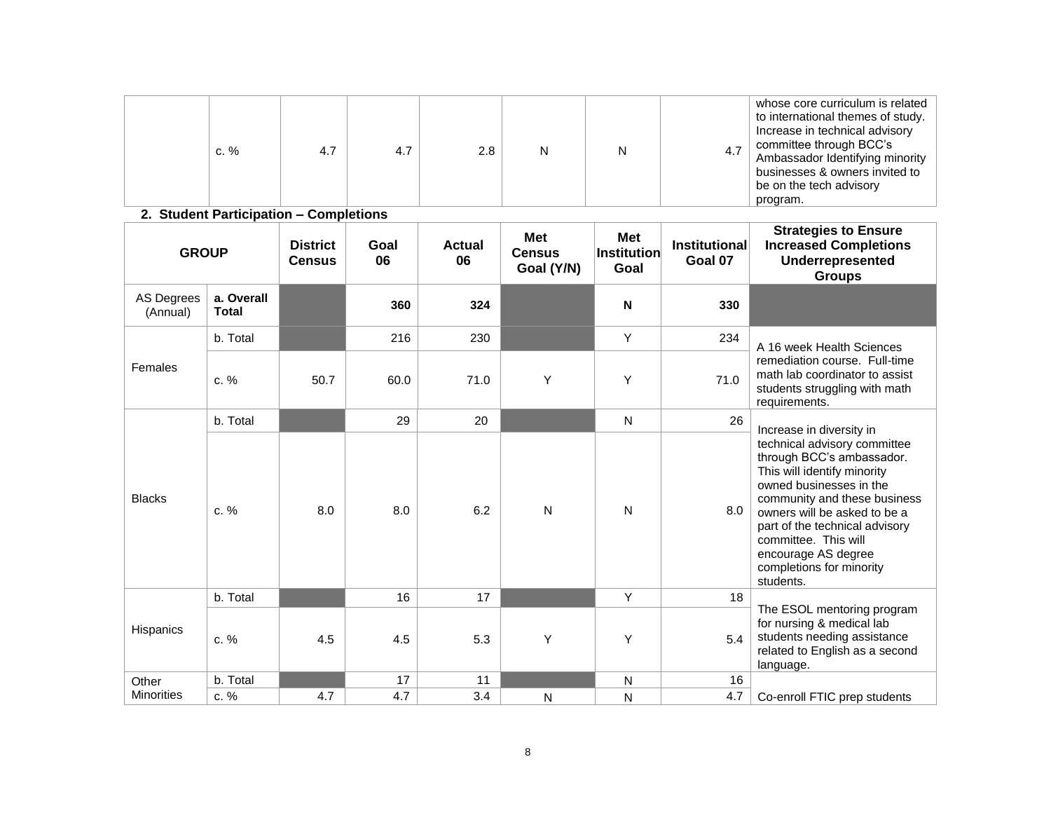|  | c. % | 4.7 | 4.7 | 2.8 | N | N | 4.7 | whose core curriculum is related to international themes of study. Increase in technical advisory committee through BCC's Ambassador Identifying minority businesses & owners invited to be on the tech advisory program. |
|---|---|---|---|---|---|---|---|---|

**2. Student Participation – Completions**

| GROUP | | District Census | Goal 06 | Actual 06 | Met Census Goal (Y/N) | Met Institution Goal | Institutional Goal 07 | Strategies to Ensure Increased Completions Underrepresented Groups |
|---|---|---|---|---|---|---|---|---|
| AS Degrees (Annual) | **a. Overall Total** | | **360** | **324** | | **N** | **330** | |
| Females | b. Total | | 216 | 230 | | Y | 234 | A 16 week Health Sciences remediation course. Full-time math lab coordinator to assist students struggling with math requirements. |
| | c. % | 50.7 | 60.0 | 71.0 | Y | Y | 71.0 | |
| Blacks | b. Total | | 29 | 20 | | N | 26 | Increase in diversity in technical advisory committee through BCC's ambassador. This will identify minority owned businesses in the community and these business owners will be asked to be a part of the technical advisory committee. This will encourage AS degree completions for minority students. |
| | c. % | 8.0 | 8.0 | 6.2 | N | N | 8.0 | |
| Hispanics | b. Total | | 16 | 17 | | Y | 18 | The ESOL mentoring program for nursing & medical lab students needing assistance related to English as a second language. |
| | c. % | 4.5 | 4.5 | 5.3 | Y | Y | 5.4 | |
| Other Minorities | b. Total | | 17 | 11 | | N | 16 | Co-enroll FTIC prep students |
| | c. % | 4.7 | 4.7 | 3.4 | N | N | 4.7 | |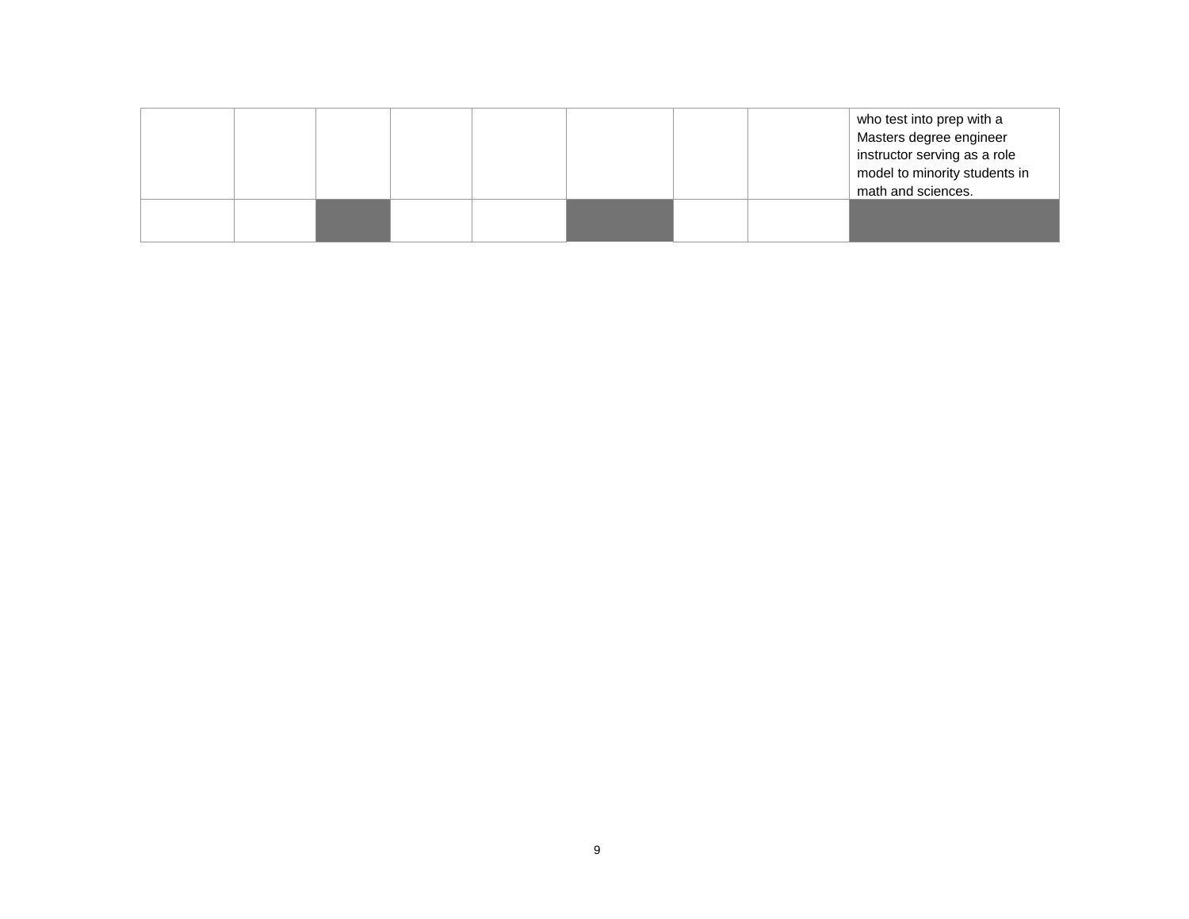| | | | | | | | | |
|---|---|---|---|---|---|---|---|---|
| | | | | | | | | who test into prep with a Masters degree engineer instructor serving as a role model to minority students in math and sciences. |
| | | | | | | | | |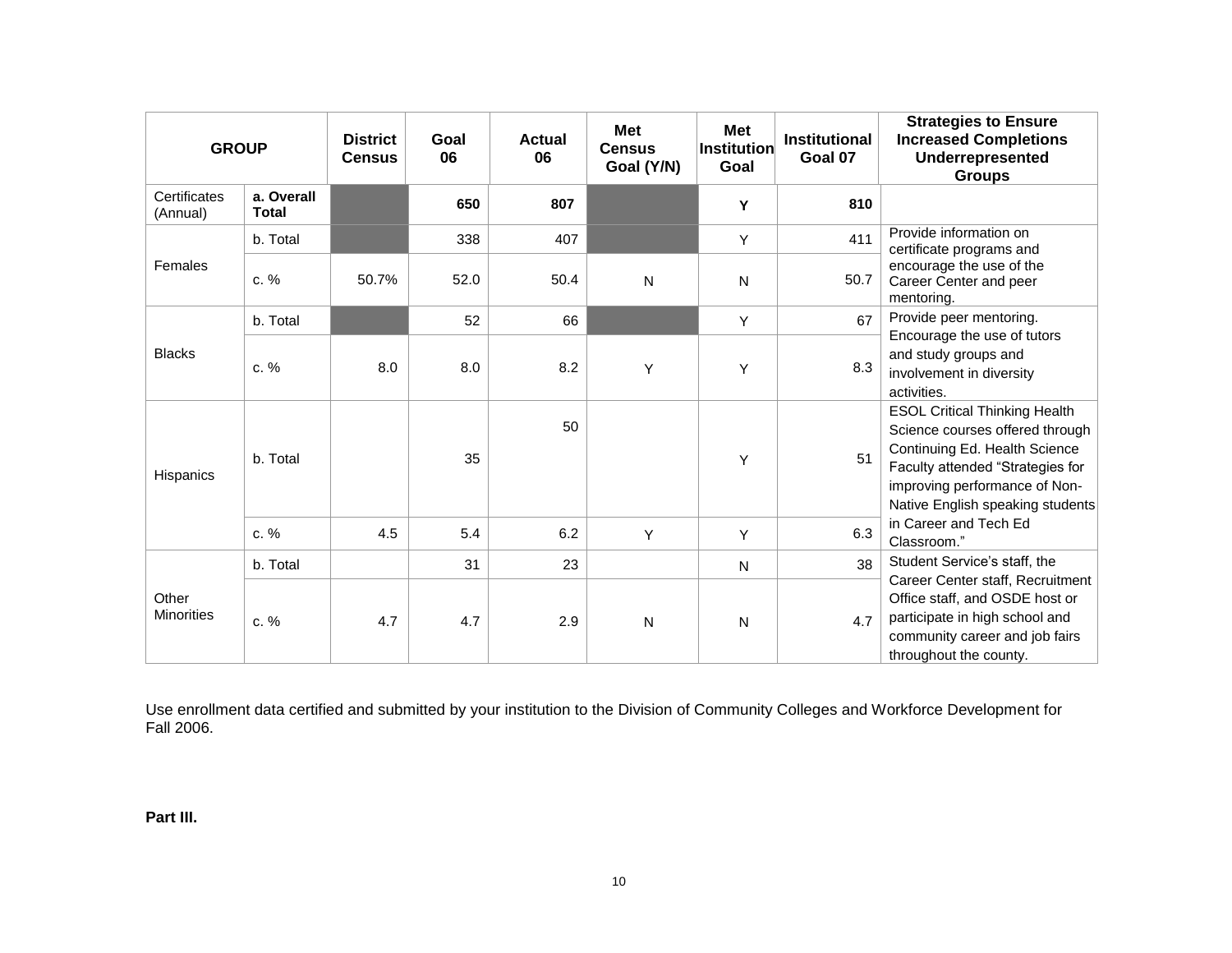| GROUP | | District Census | Goal 06 | Actual 06 | Met Census Goal (Y/N) | Met Institution Goal | Institutional Goal 07 | Strategies to Ensure Increased Completions Underrepresented Groups |
|---|---|---|---|---|---|---|---|---|
| Certificates (Annual) | **a. Overall Total** | | **650** | **807** | | **Y** | **810** | |
| Females | b. Total | | 338 | 407 | | Y | 411 | Provide information on certificate programs and encourage the use of the Career Center and peer mentoring. |
| | c. % | 50.7% | 52.0 | 50.4 | N | N | 50.7 | |
| Blacks | b. Total | | 52 | 66 | | Y | 67 | Provide peer mentoring. Encourage the use of tutors and study groups and involvement in diversity activities. |
| | c. % | 8.0 | 8.0 | 8.2 | Y | Y | 8.3 | |
| Hispanics | b. Total | | 35 | 50 | | Y | 51 | ESOL Critical Thinking Health Science courses offered through Continuing Ed. Health Science Faculty attended "Strategies for improving performance of Non-Native English speaking students in Career and Tech Ed Classroom." |
| | c. % | 4.5 | 5.4 | 6.2 | Y | Y | 6.3 | |
| Other Minorities | b. Total | | 31 | 23 | | N | 38 | Student Service's staff, the Career Center staff, Recruitment Office staff, and OSDE host or participate in high school and community career and job fairs throughout the county. |
| | c. % | 4.7 | 4.7 | 2.9 | N | N | 4.7 | |

Use enrollment data certified and submitted by your institution to the Division of Community Colleges and Workforce Development for Fall 2006.

**Part III.**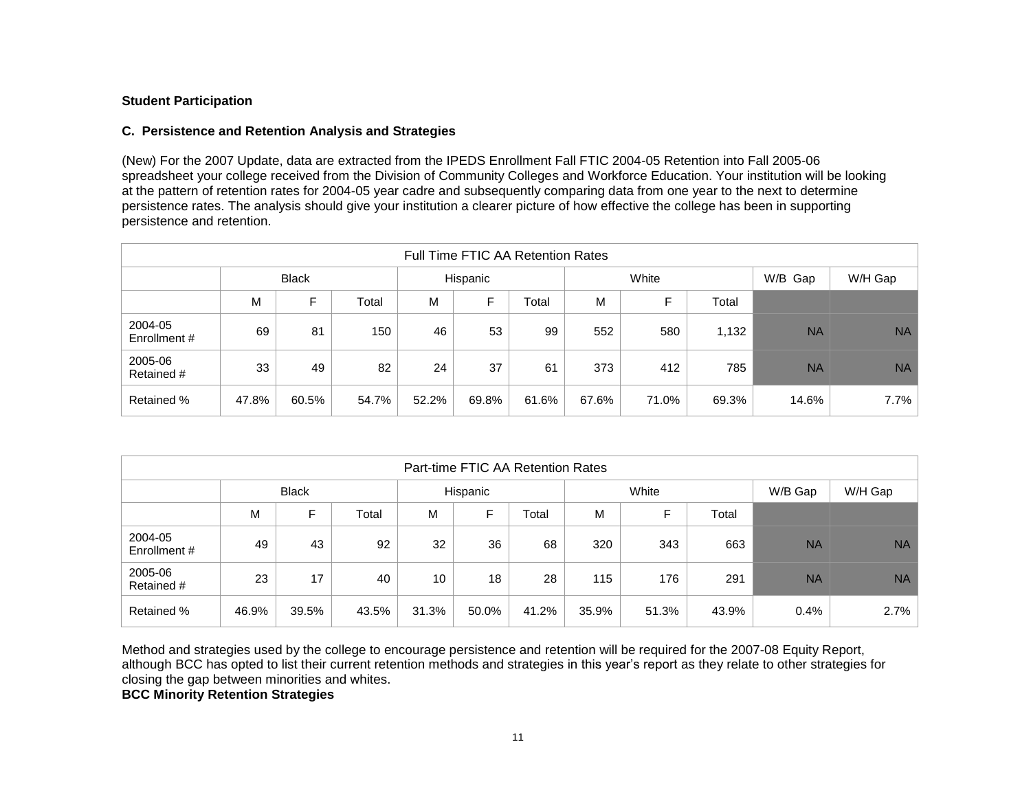**Student Participation**

**C. Persistence and Retention Analysis and Strategies**

(New) For the 2007 Update, data are extracted from the IPEDS Enrollment Fall FTIC 2004-05 Retention into Fall 2005-06 spreadsheet your college received from the Division of Community Colleges and Workforce Education. Your institution will be looking at the pattern of retention rates for 2004-05 year cadre and subsequently comparing data from one year to the next to determine persistence rates. The analysis should give your institution a clearer picture of how effective the college has been in supporting persistence and retention.

| Full Time FTIC AA Retention Rates | | | | | | | | | | | |
|---|---|---|---|---|---|---|---|---|---|---|---|
| | Black | | | Hispanic | | | White | | | W/B Gap | W/H Gap |
| | M | F | Total | M | F | Total | M | F | Total | | |
| 2004-05 Enrollment # | 69 | 81 | 150 | 46 | 53 | 99 | 552 | 580 | 1,132 | NA | NA |
| 2005-06 Retained # | 33 | 49 | 82 | 24 | 37 | 61 | 373 | 412 | 785 | NA | NA |
| Retained % | 47.8% | 60.5% | 54.7% | 52.2% | 69.8% | 61.6% | 67.6% | 71.0% | 69.3% | 14.6% | 7.7% |

| Part-time FTIC AA Retention Rates | | | | | | | | | | | |
|---|---|---|---|---|---|---|---|---|---|---|---|
| | Black | | | Hispanic | | | White | | | W/B Gap | W/H Gap |
| | M | F | Total | M | F | Total | M | F | Total | | |
| 2004-05 Enrollment # | 49 | 43 | 92 | 32 | 36 | 68 | 320 | 343 | 663 | NA | NA |
| 2005-06 Retained # | 23 | 17 | 40 | 10 | 18 | 28 | 115 | 176 | 291 | NA | NA |
| Retained % | 46.9% | 39.5% | 43.5% | 31.3% | 50.0% | 41.2% | 35.9% | 51.3% | 43.9% | 0.4% | 2.7% |

Method and strategies used by the college to encourage persistence and retention will be required for the 2007-08 Equity Report, although BCC has opted to list their current retention methods and strategies in this year's report as they relate to other strategies for closing the gap between minorities and whites.

**BCC Minority Retention Strategies**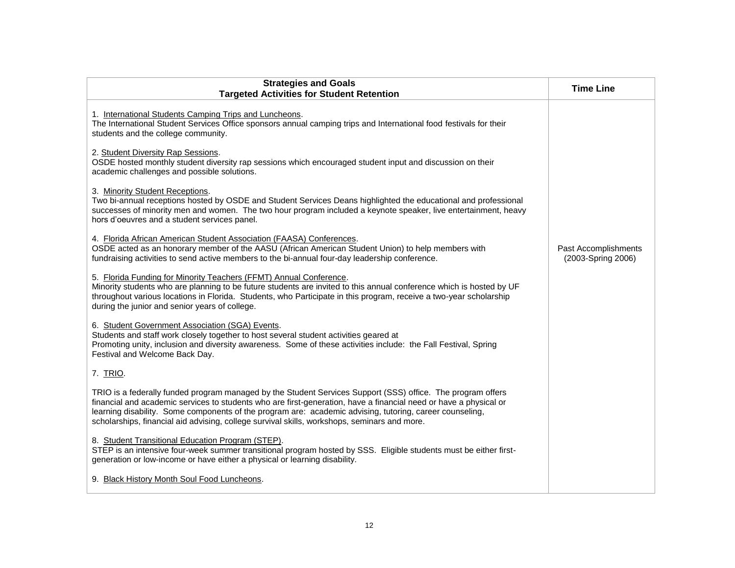| Strategies and Goals<br>Targeted Activities for Student Retention | Time Line |
|---|---|
| 1. <u>International Students Camping Trips and Luncheons</u>.<br>The International Student Services Office sponsors annual camping trips and International food festivals for their students and the college community.<br><br>2. <u>Student Diversity Rap Sessions</u>.<br>OSDE hosted monthly student diversity rap sessions which encouraged student input and discussion on their academic challenges and possible solutions.<br><br>3. <u>Minority Student Receptions</u>.<br>Two bi-annual receptions hosted by OSDE and Student Services Deans highlighted the educational and professional successes of minority men and women. The two hour program included a keynote speaker, live entertainment, heavy hors d'oeuvres and a student services panel.<br><br>4. <u>Florida African American Student Association (FAASA) Conferences</u>.<br>OSDE acted as an honorary member of the AASU (African American Student Union) to help members with fundraising activities to send active members to the bi-annual four-day leadership conference.<br><br>5. <u>Florida Funding for Minority Teachers (FFMT) Annual Conference</u>.<br>Minority students who are planning to be future students are invited to this annual conference which is hosted by UF throughout various locations in Florida. Students, who Participate in this program, receive a two-year scholarship during the junior and senior years of college.<br><br>6. <u>Student Government Association (SGA) Events</u>.<br>Students and staff work closely together to host several student activities geared at Promoting unity, inclusion and diversity awareness. Some of these activities include: the Fall Festival, Spring Festival and Welcome Back Day.<br><br>7. <u>TRIO</u>.<br><br>TRIO is a federally funded program managed by the Student Services Support (SSS) office. The program offers financial and academic services to students who are first-generation, have a financial need or have a physical or learning disability. Some components of the program are: academic advising, tutoring, career counseling, scholarships, financial aid advising, college survival skills, workshops, seminars and more.<br><br>8. <u>Student Transitional Education Program (STEP)</u>.<br>STEP is an intensive four-week summer transitional program hosted by SSS. Eligible students must be either first-generation or low-income or have either a physical or learning disability.<br><br>9. <u>Black History Month Soul Food Luncheons</u>. | Past Accomplishments<br>(2003-Spring 2006) |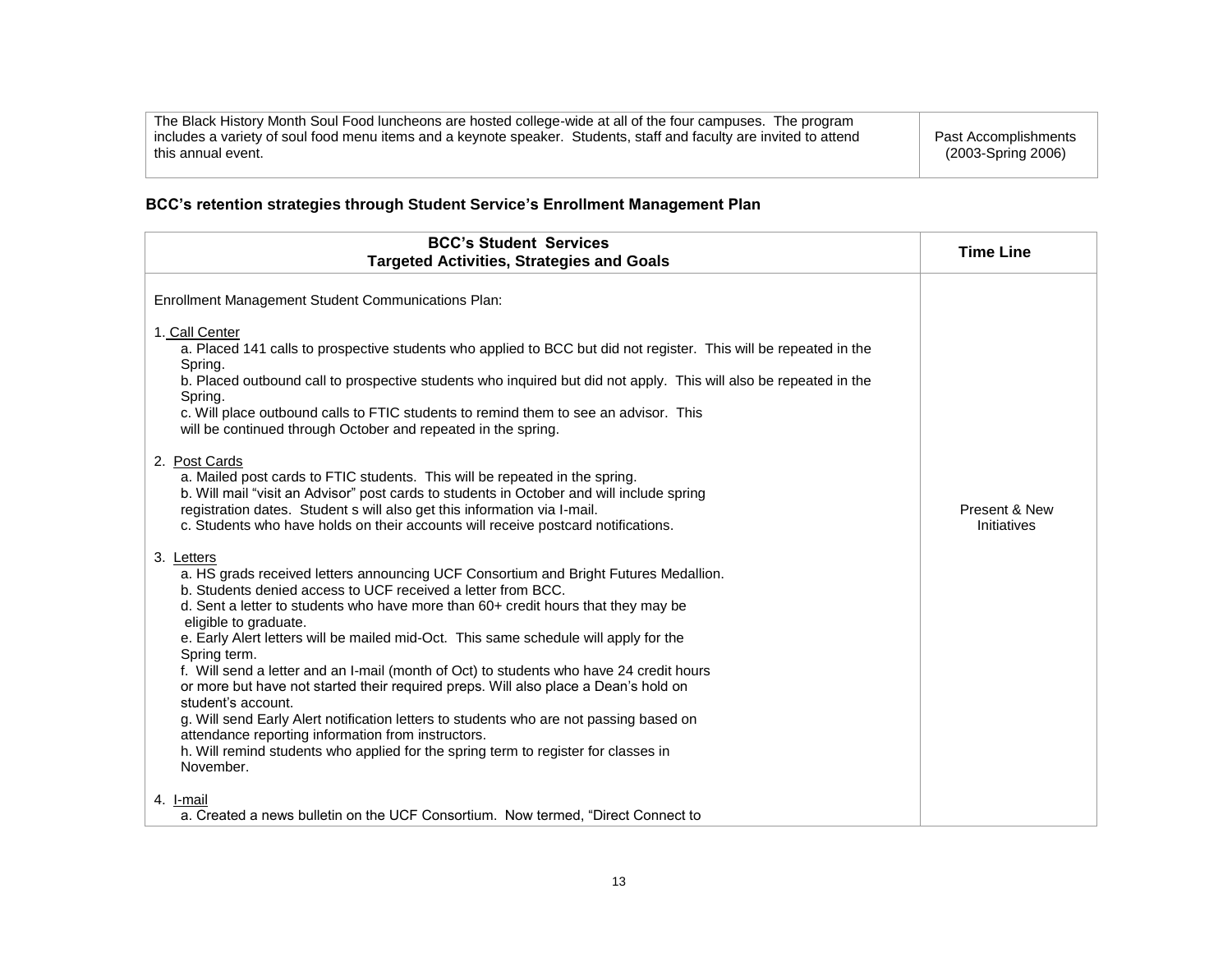| The Black History Month Soul Food luncheons are hosted college-wide at all of the four campuses. The program includes a variety of soul food menu items and a keynote speaker. Students, staff and faculty are invited to attend this annual event. | Past Accomplishments (2003-Spring 2006) |
|---|---|

**BCC's retention strategies through Student Service's Enrollment Management Plan**

| **BCC's Student Services<br>Targeted Activities, Strategies and Goals** | **Time Line** |
|---|---|
| Enrollment Management Student Communications Plan:<br><br>1. <u>Call Center</u><br>a. Placed 141 calls to prospective students who applied to BCC but did not register. This will be repeated in the Spring.<br>b. Placed outbound call to prospective students who inquired but did not apply. This will also be repeated in the Spring.<br>c. Will place outbound calls to FTIC students to remind them to see an advisor. This will be continued through October and repeated in the spring.<br><br>2. <u>Post Cards</u><br>a. Mailed post cards to FTIC students. This will be repeated in the spring.<br>b. Will mail "visit an Advisor" post cards to students in October and will include spring registration dates. Student s will also get this information via I-mail.<br>c. Students who have holds on their accounts will receive postcard notifications.<br><br>3. <u>Letters</u><br>a. HS grads received letters announcing UCF Consortium and Bright Futures Medallion.<br>b. Students denied access to UCF received a letter from BCC.<br>d. Sent a letter to students who have more than 60+ credit hours that they may be eligible to graduate.<br>e. Early Alert letters will be mailed mid-Oct. This same schedule will apply for the Spring term.<br>f. Will send a letter and an I-mail (month of Oct) to students who have 24 credit hours or more but have not started their required preps. Will also place a Dean's hold on student's account.<br>g. Will send Early Alert notification letters to students who are not passing based on attendance reporting information from instructors.<br>h. Will remind students who applied for the spring term to register for classes in November.<br><br>4. <u>I-mail</u><br>a. Created a news bulletin on the UCF Consortium. Now termed, "Direct Connect to | Present & New Initiatives |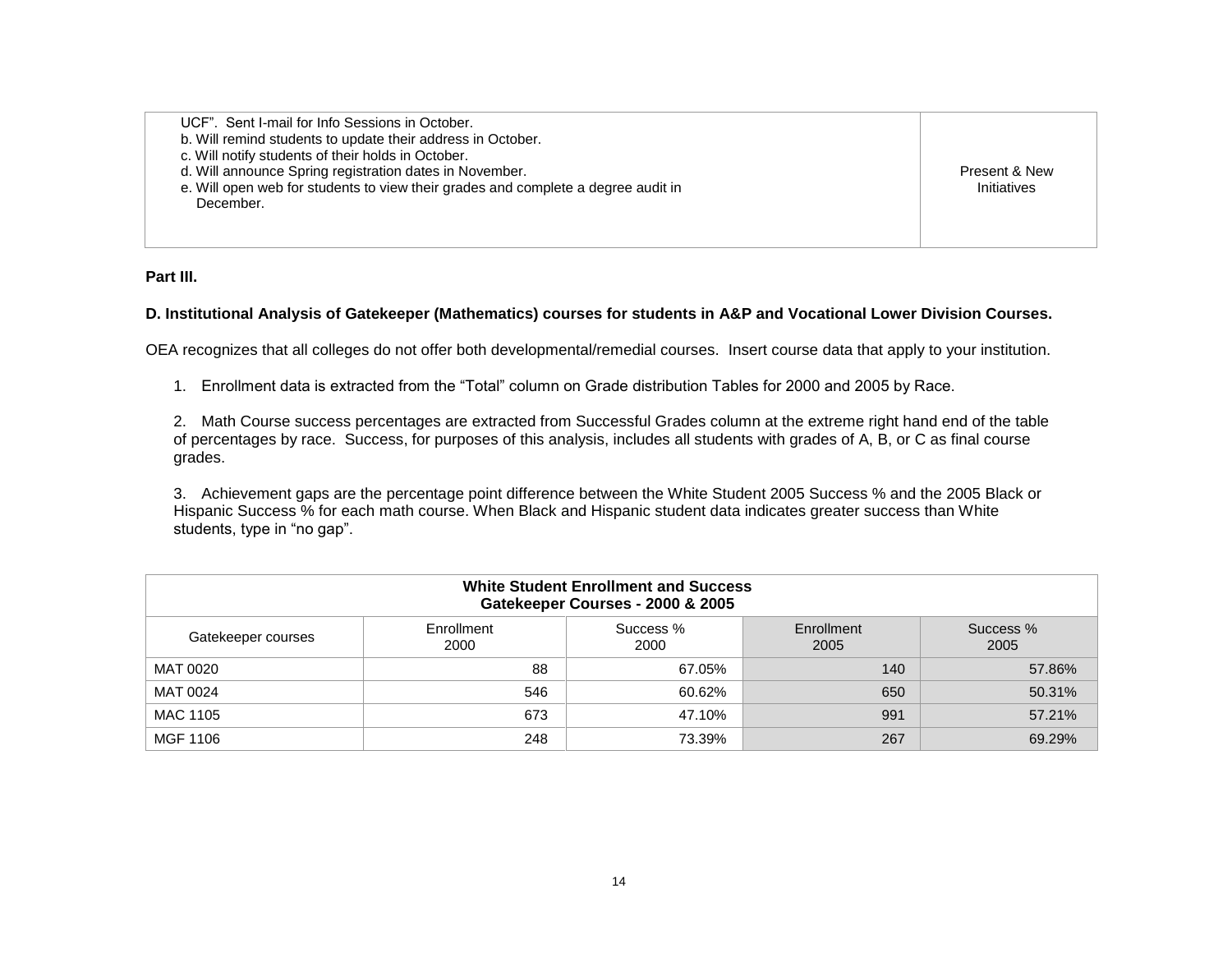| UCF". Sent I-mail for Info Sessions in October.<br>b. Will remind students to update their address in October.<br>c. Will notify students of their holds in October.<br>d. Will announce Spring registration dates in November.<br>e. Will open web for students to view their grades and complete a degree audit in December. | Present & New Initiatives |
|---|---|

**Part III.**

**D. Institutional Analysis of Gatekeeper (Mathematics) courses for students in A&P and Vocational Lower Division Courses.**

OEA recognizes that all colleges do not offer both developmental/remedial courses. Insert course data that apply to your institution.

1. Enrollment data is extracted from the "Total" column on Grade distribution Tables for 2000 and 2005 by Race.

2. Math Course success percentages are extracted from Successful Grades column at the extreme right hand end of the table of percentages by race. Success, for purposes of this analysis, includes all students with grades of A, B, or C as final course grades.

3. Achievement gaps are the percentage point difference between the White Student 2005 Success % and the 2005 Black or Hispanic Success % for each math course. When Black and Hispanic student data indicates greater success than White students, type in "no gap".

| **White Student Enrollment and Success Gatekeeper Courses - 2000 & 2005** | | | | |
|---|---|---|---|---|
| Gatekeeper courses | Enrollment 2000 | Success % 2000 | Enrollment 2005 | Success % 2005 |
| MAT 0020 | 88 | 67.05% | 140 | 57.86% |
| MAT 0024 | 546 | 60.62% | 650 | 50.31% |
| MAC 1105 | 673 | 47.10% | 991 | 57.21% |
| MGF 1106 | 248 | 73.39% | 267 | 69.29% |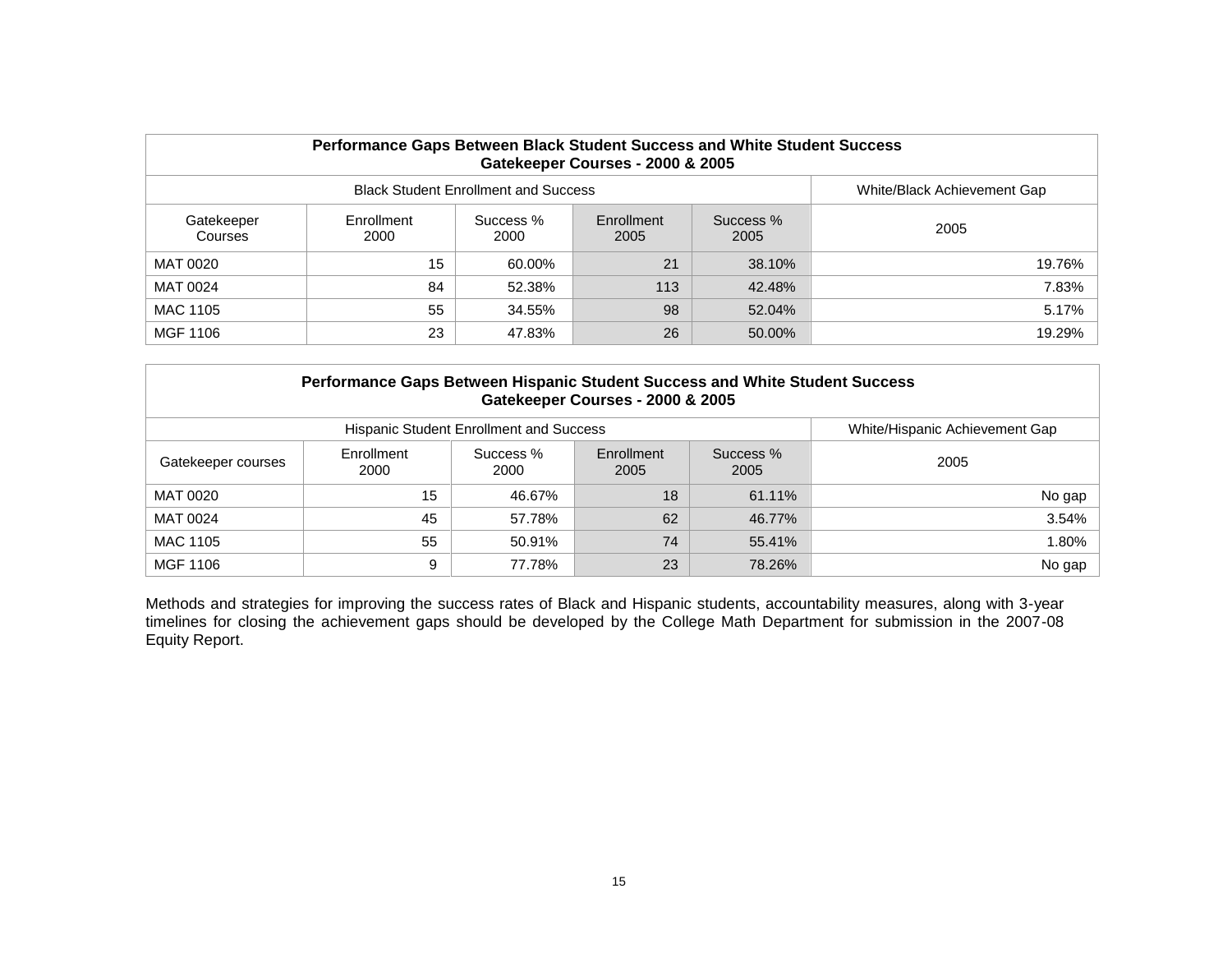| **Performance Gaps Between Black Student Success and White Student Success Gatekeeper Courses - 2000 & 2005** | | | | | |
|---|---|---|---|---|---|
| Black Student Enrollment and Success | | | | | White/Black Achievement Gap |
| Gatekeeper Courses | Enrollment 2000 | Success % 2000 | Enrollment 2005 | Success % 2005 | 2005 |
| MAT 0020 | 15 | 60.00% | 21 | 38.10% | 19.76% |
| MAT 0024 | 84 | 52.38% | 113 | 42.48% | 7.83% |
| MAC 1105 | 55 | 34.55% | 98 | 52.04% | 5.17% |
| MGF 1106 | 23 | 47.83% | 26 | 50.00% | 19.29% |

| **Performance Gaps Between Hispanic Student Success and White Student Success Gatekeeper Courses - 2000 & 2005** | | | | | |
|---|---|---|---|---|---|
| Hispanic Student Enrollment and Success | | | | | White/Hispanic Achievement Gap |
| Gatekeeper courses | Enrollment 2000 | Success % 2000 | Enrollment 2005 | Success % 2005 | 2005 |
| MAT 0020 | 15 | 46.67% | 18 | 61.11% | No gap |
| MAT 0024 | 45 | 57.78% | 62 | 46.77% | 3.54% |
| MAC 1105 | 55 | 50.91% | 74 | 55.41% | 1.80% |
| MGF 1106 | 9 | 77.78% | 23 | 78.26% | No gap |

Methods and strategies for improving the success rates of Black and Hispanic students, accountability measures, along with 3-year timelines for closing the achievement gaps should be developed by the College Math Department for submission in the 2007-08 Equity Report.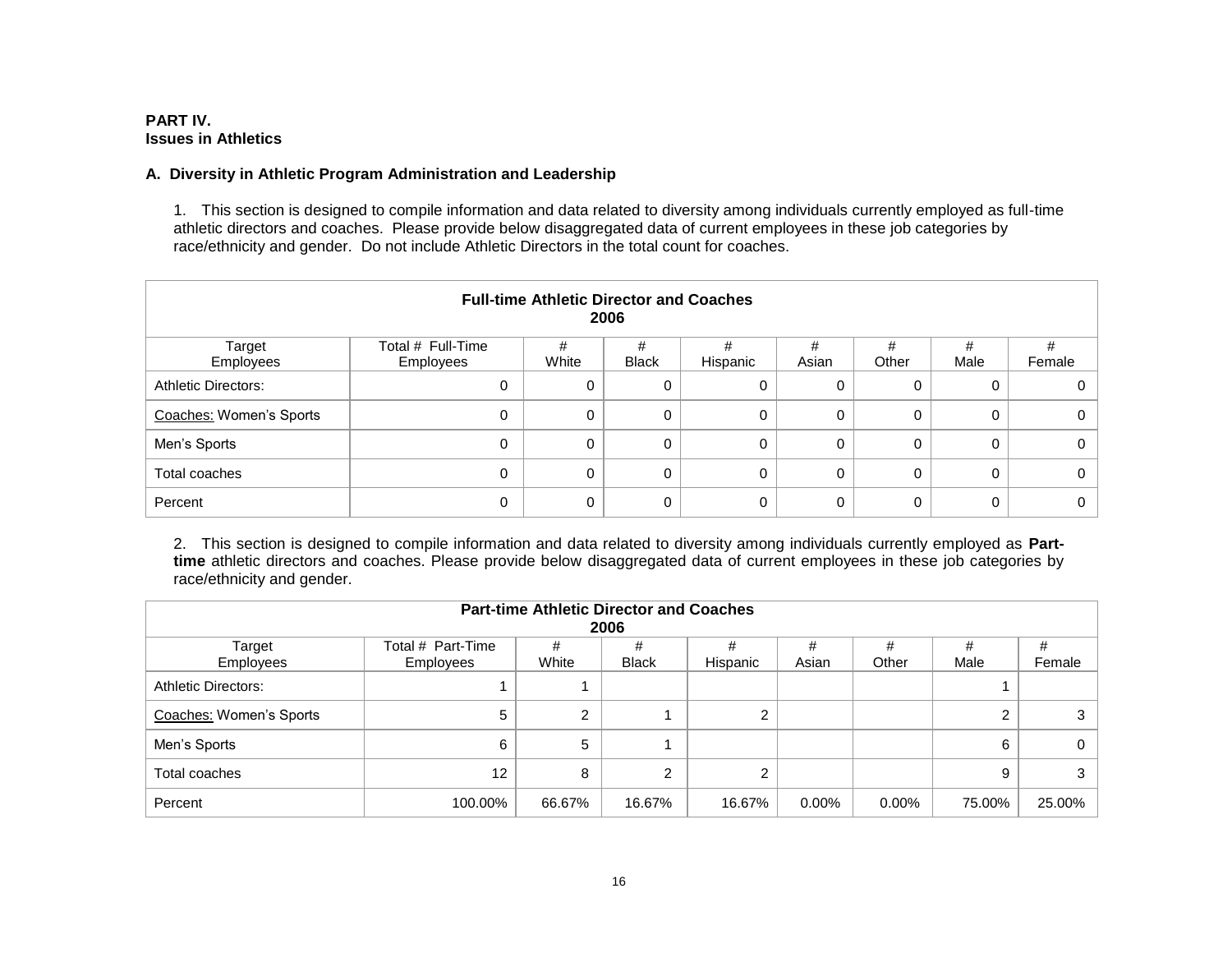**PART IV.**
**Issues in Athletics**

**A. Diversity in Athletic Program Administration and Leadership**

1. This section is designed to compile information and data related to diversity among individuals currently employed as full-time athletic directors and coaches. Please provide below disaggregated data of current employees in these job categories by race/ethnicity and gender. Do not include Athletic Directors in the total count for coaches.

| **Full-time Athletic Director and Coaches 2006** | | | | | | | | |
|---|---|---|---|---|---|---|---|---|
| Target Employees | Total # Full-Time Employees | # White | # Black | # Hispanic | # Asian | # Other | # Male | # Female |
| Athletic Directors: | 0 | 0 | 0 | 0 | 0 | 0 | 0 | 0 |
| Coaches: Women's Sports | 0 | 0 | 0 | 0 | 0 | 0 | 0 | 0 |
| Men's Sports | 0 | 0 | 0 | 0 | 0 | 0 | 0 | 0 |
| Total coaches | 0 | 0 | 0 | 0 | 0 | 0 | 0 | 0 |
| Percent | 0 | 0 | 0 | 0 | 0 | 0 | 0 | 0 |

2. This section is designed to compile information and data related to diversity among individuals currently employed as **Part-time** athletic directors and coaches. Please provide below disaggregated data of current employees in these job categories by race/ethnicity and gender.

| **Part-time Athletic Director and Coaches 2006** | | | | | | | | |
|---|---|---|---|---|---|---|---|---|
| Target Employees | Total # Part-Time Employees | # White | # Black | # Hispanic | # Asian | # Other | # Male | # Female |
| Athletic Directors: | 1 | 1 | | | | | 1 | |
| Coaches: Women's Sports | 5 | 2 | 1 | 2 | | | 2 | 3 |
| Men's Sports | 6 | 5 | 1 | | | | 6 | 0 |
| Total coaches | 12 | 8 | 2 | 2 | | | 9 | 3 |
| Percent | 100.00% | 66.67% | 16.67% | 16.67% | 0.00% | 0.00% | 75.00% | 25.00% |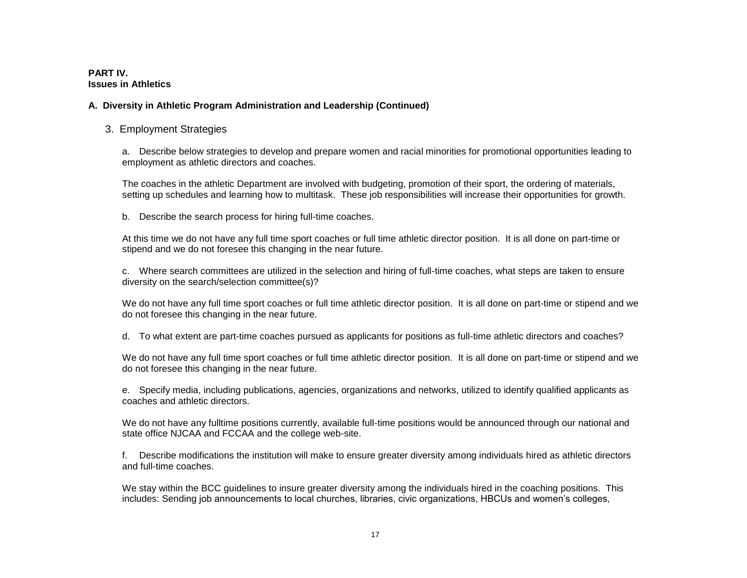**PART IV.**
**Issues in Athletics**

**A. Diversity in Athletic Program Administration and Leadership (Continued)**

3. Employment Strategies

a. Describe below strategies to develop and prepare women and racial minorities for promotional opportunities leading to employment as athletic directors and coaches.

The coaches in the athletic Department are involved with budgeting, promotion of their sport, the ordering of materials, setting up schedules and learning how to multitask. These job responsibilities will increase their opportunities for growth.

b. Describe the search process for hiring full-time coaches.

At this time we do not have any full time sport coaches or full time athletic director position. It is all done on part-time or stipend and we do not foresee this changing in the near future.

c. Where search committees are utilized in the selection and hiring of full-time coaches, what steps are taken to ensure diversity on the search/selection committee(s)?

We do not have any full time sport coaches or full time athletic director position. It is all done on part-time or stipend and we do not foresee this changing in the near future.

d. To what extent are part-time coaches pursued as applicants for positions as full-time athletic directors and coaches?

We do not have any full time sport coaches or full time athletic director position. It is all done on part-time or stipend and we do not foresee this changing in the near future.

e. Specify media, including publications, agencies, organizations and networks, utilized to identify qualified applicants as coaches and athletic directors.

We do not have any fulltime positions currently, available full-time positions would be announced through our national and state office NJCAA and FCCAA and the college web-site.

f. Describe modifications the institution will make to ensure greater diversity among individuals hired as athletic directors and full-time coaches.

We stay within the BCC guidelines to insure greater diversity among the individuals hired in the coaching positions. This includes: Sending job announcements to local churches, libraries, civic organizations, HBCUs and women's colleges,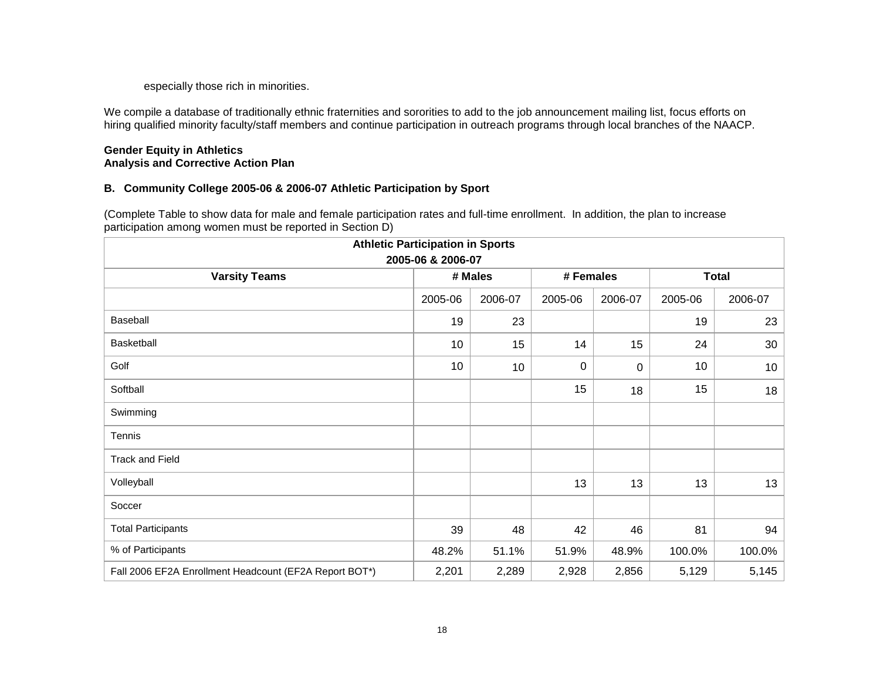especially those rich in minorities.

We compile a database of traditionally ethnic fraternities and sororities to add to the job announcement mailing list, focus efforts on hiring qualified minority faculty/staff members and continue participation in outreach programs through local branches of the NAACP.

**Gender Equity in Athletics**
**Analysis and Corrective Action Plan**

### B. Community College 2005-06 & 2006-07 Athletic Participation by Sport

(Complete Table to show data for male and female participation rates and full-time enrollment. In addition, the plan to increase participation among women must be reported in Section D)

| **Athletic Participation in Sports 2005-06 & 2006-07** | | | | | | |
|---|---|---|---|---|---|---|
| **Varsity Teams** | **# Males** | | **# Females** | | **Total** | |
| | 2005-06 | 2006-07 | 2005-06 | 2006-07 | 2005-06 | 2006-07 |
| Baseball | 19 | 23 | | | 19 | 23 |
| Basketball | 10 | 15 | 14 | 15 | 24 | 30 |
| Golf | 10 | 10 | 0 | 0 | 10 | 10 |
| Softball | | | 15 | 18 | 15 | 18 |
| Swimming | | | | | | |
| Tennis | | | | | | |
| Track and Field | | | | | | |
| Volleyball | | | 13 | 13 | 13 | 13 |
| Soccer | | | | | | |
| Total Participants | 39 | 48 | 42 | 46 | 81 | 94 |
| % of Participants | 48.2% | 51.1% | 51.9% | 48.9% | 100.0% | 100.0% |
| Fall 2006 EF2A Enrollment Headcount (EF2A Report BOT*) | 2,201 | 2,289 | 2,928 | 2,856 | 5,129 | 5,145 |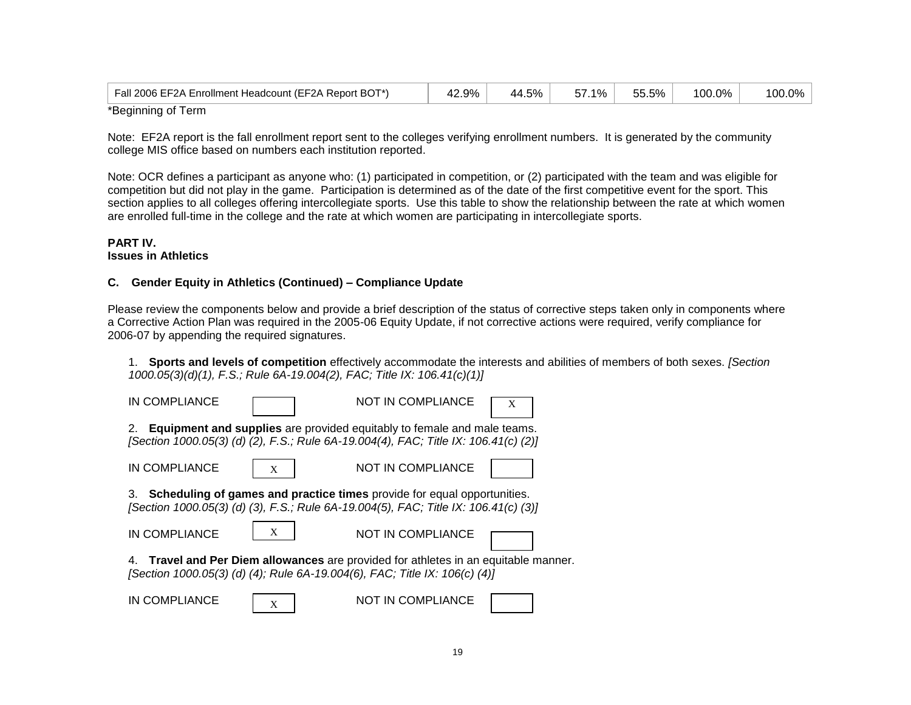| Fall 2006 EF2A Enrollment Headcount (EF2A Report BOT*) | 42.9% | 44.5% | 57.1% | 55.5% | 100.0% | 100.0% |
|---|---|---|---|---|---|---|

*Beginning of Term

Note: EF2A report is the fall enrollment report sent to the colleges verifying enrollment numbers. It is generated by the community college MIS office based on numbers each institution reported.

Note: OCR defines a participant as anyone who: (1) participated in competition, or (2) participated with the team and was eligible for competition but did not play in the game. Participation is determined as of the date of the first competitive event for the sport. This section applies to all colleges offering intercollegiate sports. Use this table to show the relationship between the rate at which women are enrolled full-time in the college and the rate at which women are participating in intercollegiate sports.

**PART IV.**
**Issues in Athletics**

### C. Gender Equity in Athletics (Continued) – Compliance Update

Please review the components below and provide a brief description of the status of corrective steps taken only in components where a Corrective Action Plan was required in the 2005-06 Equity Update, if not corrective actions were required, verify compliance for 2006-07 by appending the required signatures.

1. **Sports and levels of competition** effectively accommodate the interests and abilities of members of both sexes. *[Section 1000.05(3)(d)(1), F.S.; Rule 6A-19.004(2), FAC; Title IX: 106.41(c)(1)]*

   IN COMPLIANCE [ ] NOT IN COMPLIANCE [X]

2. **Equipment and supplies** are provided equitably to female and male teams. *[Section 1000.05(3) (d) (2), F.S.; Rule 6A-19.004(4), FAC; Title IX: 106.41(c) (2)]*

   IN COMPLIANCE [X] NOT IN COMPLIANCE [ ]

3. **Scheduling of games and practice times** provide for equal opportunities. *[Section 1000.05(3) (d) (3), F.S.; Rule 6A-19.004(5), FAC; Title IX: 106.41(c) (3)]*

   IN COMPLIANCE [X] NOT IN COMPLIANCE [ ]

4. **Travel and Per Diem allowances** are provided for athletes in an equitable manner. *[Section 1000.05(3) (d) (4); Rule 6A-19.004(6), FAC; Title IX: 106(c) (4)]*

   IN COMPLIANCE [X] NOT IN COMPLIANCE [ ]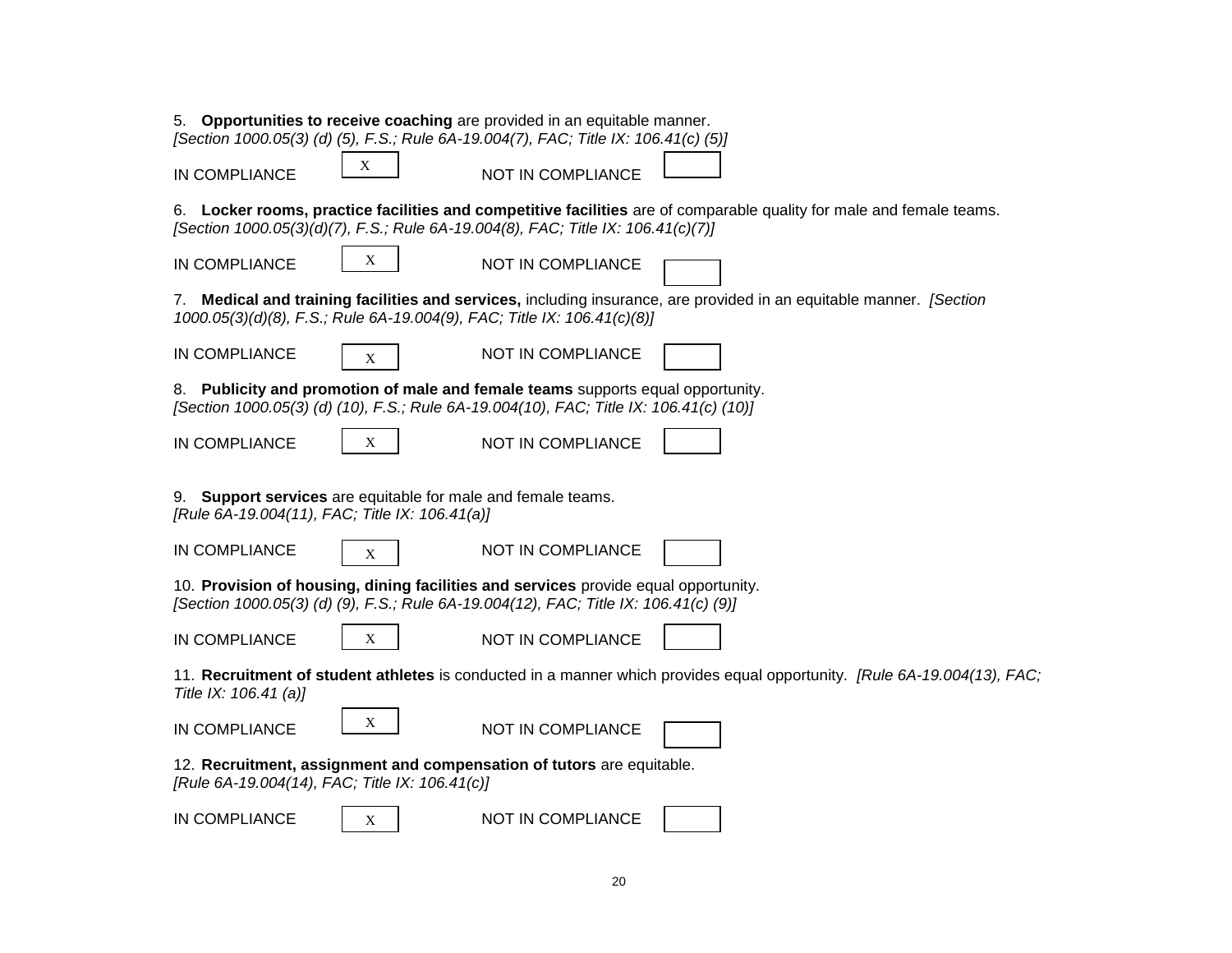5. **Opportunities to receive coaching** are provided in an equitable manner.
*[Section 1000.05(3) (d) (5), F.S.; Rule 6A-19.004(7), FAC; Title IX: 106.41(c) (5)]*

IN COMPLIANCE [X] NOT IN COMPLIANCE [ ]

6. **Locker rooms, practice facilities and competitive facilities** are of comparable quality for male and female teams.
*[Section 1000.05(3)(d)(7), F.S.; Rule 6A-19.004(8), FAC; Title IX: 106.41(c)(7)]*

IN COMPLIANCE [X] NOT IN COMPLIANCE [ ]

7. **Medical and training facilities and services,** including insurance, are provided in an equitable manner. *[Section 1000.05(3)(d)(8), F.S.; Rule 6A-19.004(9), FAC; Title IX: 106.41(c)(8)]*

IN COMPLIANCE [X] NOT IN COMPLIANCE [ ]

8. **Publicity and promotion of male and female teams** supports equal opportunity.
*[Section 1000.05(3) (d) (10), F.S.; Rule 6A-19.004(10), FAC; Title IX: 106.41(c) (10)]*

IN COMPLIANCE [X] NOT IN COMPLIANCE [ ]

9. **Support services** are equitable for male and female teams.
*[Rule 6A-19.004(11), FAC; Title IX: 106.41(a)]*

IN COMPLIANCE [X] NOT IN COMPLIANCE [ ]

10. **Provision of housing, dining facilities and services** provide equal opportunity.
*[Section 1000.05(3) (d) (9), F.S.; Rule 6A-19.004(12), FAC; Title IX: 106.41(c) (9)]*

IN COMPLIANCE [X] NOT IN COMPLIANCE [ ]

11. **Recruitment of student athletes** is conducted in a manner which provides equal opportunity. *[Rule 6A-19.004(13), FAC; Title IX: 106.41 (a)]*

IN COMPLIANCE [X] NOT IN COMPLIANCE [ ]

12. **Recruitment, assignment and compensation of tutors** are equitable.
*[Rule 6A-19.004(14), FAC; Title IX: 106.41(c)]*

IN COMPLIANCE [X] NOT IN COMPLIANCE [ ]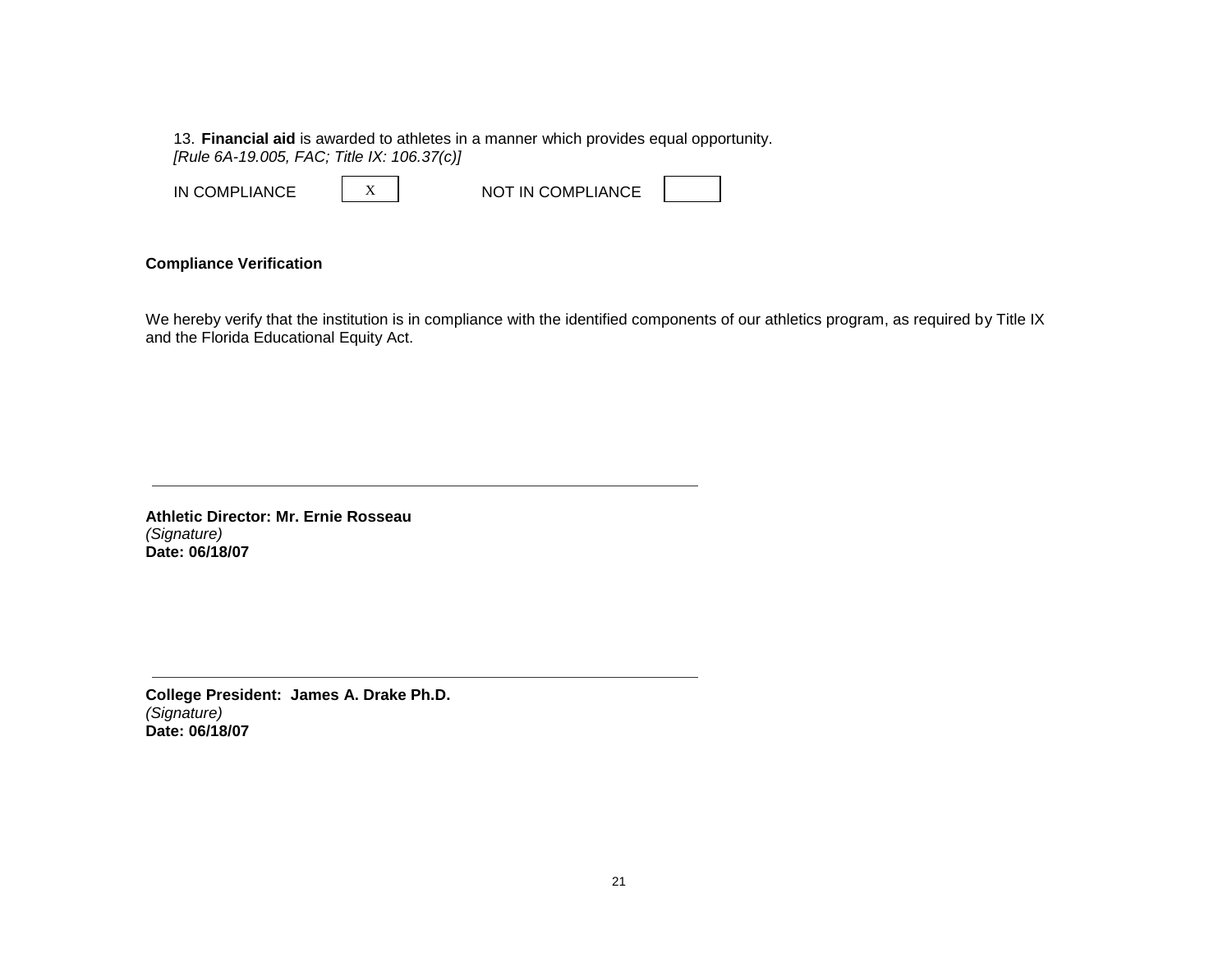13. **Financial aid** is awarded to athletes in a manner which provides equal opportunity.
*[Rule 6A-19.005, FAC; Title IX: 106.37(c)]*

IN COMPLIANCE [X] NOT IN COMPLIANCE [ ]

**Compliance Verification**

We hereby verify that the institution is in compliance with the identified components of our athletics program, as required by Title IX and the Florida Educational Equity Act.

---

**Athletic Director: Mr. Ernie Rosseau**
*(Signature)*
**Date: 06/18/07**

---

**College President: James A. Drake Ph.D.**
*(Signature)*
**Date: 06/18/07**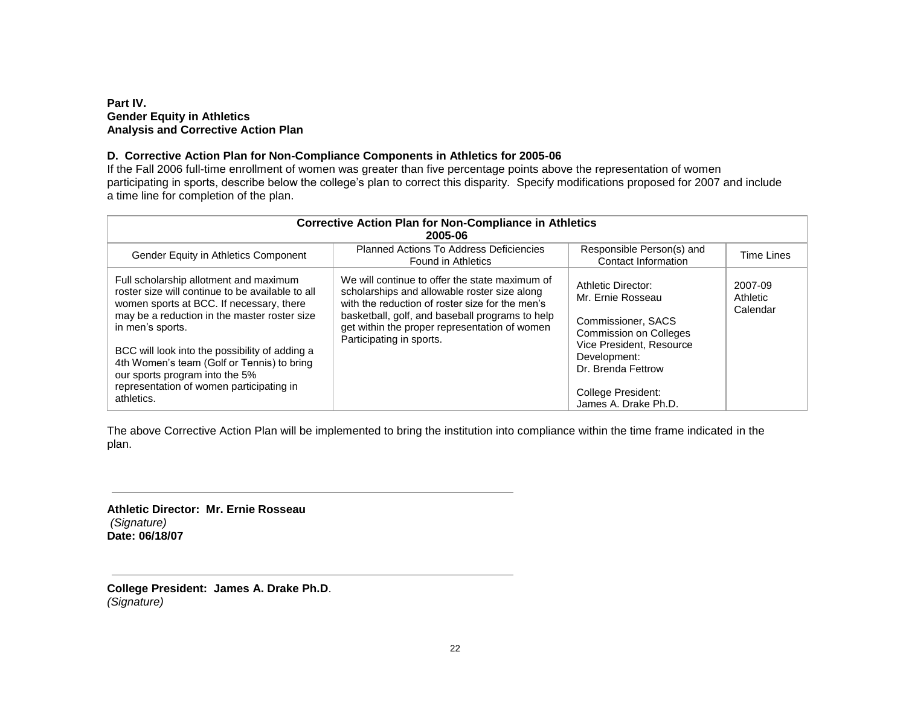**Part IV.**
**Gender Equity in Athletics**
**Analysis and Corrective Action Plan**

**D. Corrective Action Plan for Non-Compliance Components in Athletics for 2005-06**

If the Fall 2006 full-time enrollment of women was greater than five percentage points above the representation of women participating in sports, describe below the college's plan to correct this disparity. Specify modifications proposed for 2007 and include a time line for completion of the plan.

| **Corrective Action Plan for Non-Compliance in Athletics 2005-06** | | | |
|---|---|---|---|
| Gender Equity in Athletics Component | Planned Actions To Address Deficiencies Found in Athletics | Responsible Person(s) and Contact Information | Time Lines |
| Full scholarship allotment and maximum roster size will continue to be available to all women sports at BCC. If necessary, there may be a reduction in the master roster size in men's sports.<br><br>BCC will look into the possibility of adding a 4th Women's team (Golf or Tennis) to bring our sports program into the 5% representation of women participating in athletics. | We will continue to offer the state maximum of scholarships and allowable roster size along with the reduction of roster size for the men's basketball, golf, and baseball programs to help get within the proper representation of women Participating in sports. | Athletic Director:<br>Mr. Ernie Rosseau<br><br>Commissioner, SACS Commission on Colleges<br>Vice President, Resource Development:<br>Dr. Brenda Fettrow<br><br>College President:<br>James A. Drake Ph.D. | 2007-09 Athletic Calendar |

The above Corrective Action Plan will be implemented to bring the institution into compliance within the time frame indicated in the plan.

---

**Athletic Director: Mr. Ernie Rosseau**
*(Signature)*
**Date: 06/18/07**

---

**College President: James A. Drake Ph.D**.
*(Signature)*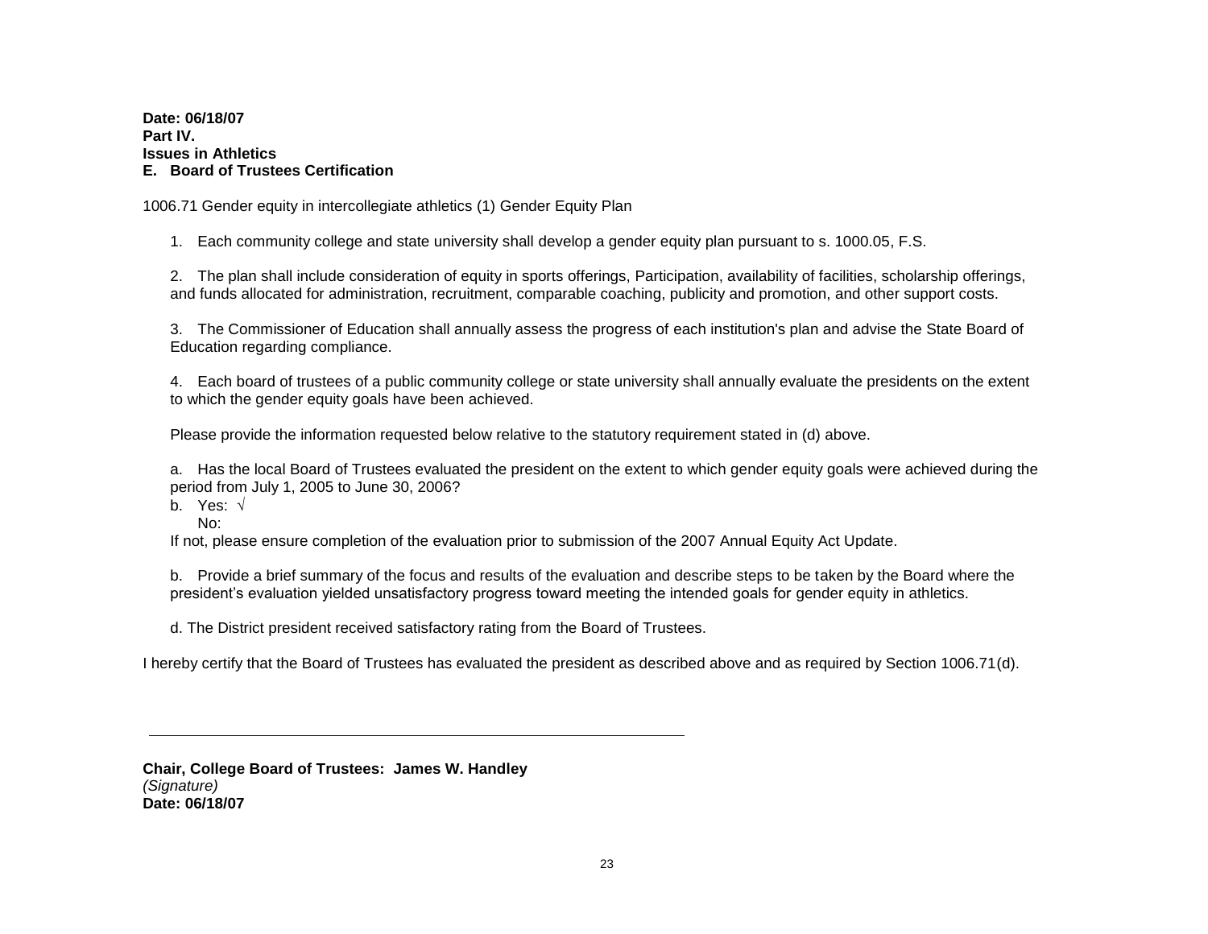**Date: 06/18/07**
**Part IV.**
**Issues in Athletics**
**E. Board of Trustees Certification**

1006.71 Gender equity in intercollegiate athletics (1) Gender Equity Plan

1. Each community college and state university shall develop a gender equity plan pursuant to s. 1000.05, F.S.

2. The plan shall include consideration of equity in sports offerings, Participation, availability of facilities, scholarship offerings, and funds allocated for administration, recruitment, comparable coaching, publicity and promotion, and other support costs.

3. The Commissioner of Education shall annually assess the progress of each institution's plan and advise the State Board of Education regarding compliance.

4. Each board of trustees of a public community college or state university shall annually evaluate the presidents on the extent to which the gender equity goals have been achieved.

Please provide the information requested below relative to the statutory requirement stated in (d) above.

a. Has the local Board of Trustees evaluated the president on the extent to which gender equity goals were achieved during the period from July 1, 2005 to June 30, 2006?

b. Yes: √
   No:

If not, please ensure completion of the evaluation prior to submission of the 2007 Annual Equity Act Update.

b. Provide a brief summary of the focus and results of the evaluation and describe steps to be taken by the Board where the president's evaluation yielded unsatisfactory progress toward meeting the intended goals for gender equity in athletics.

d. The District president received satisfactory rating from the Board of Trustees.

I hereby certify that the Board of Trustees has evaluated the president as described above and as required by Section 1006.71(d).

---

**Chair, College Board of Trustees: James W. Handley**
*(Signature)*
**Date: 06/18/07**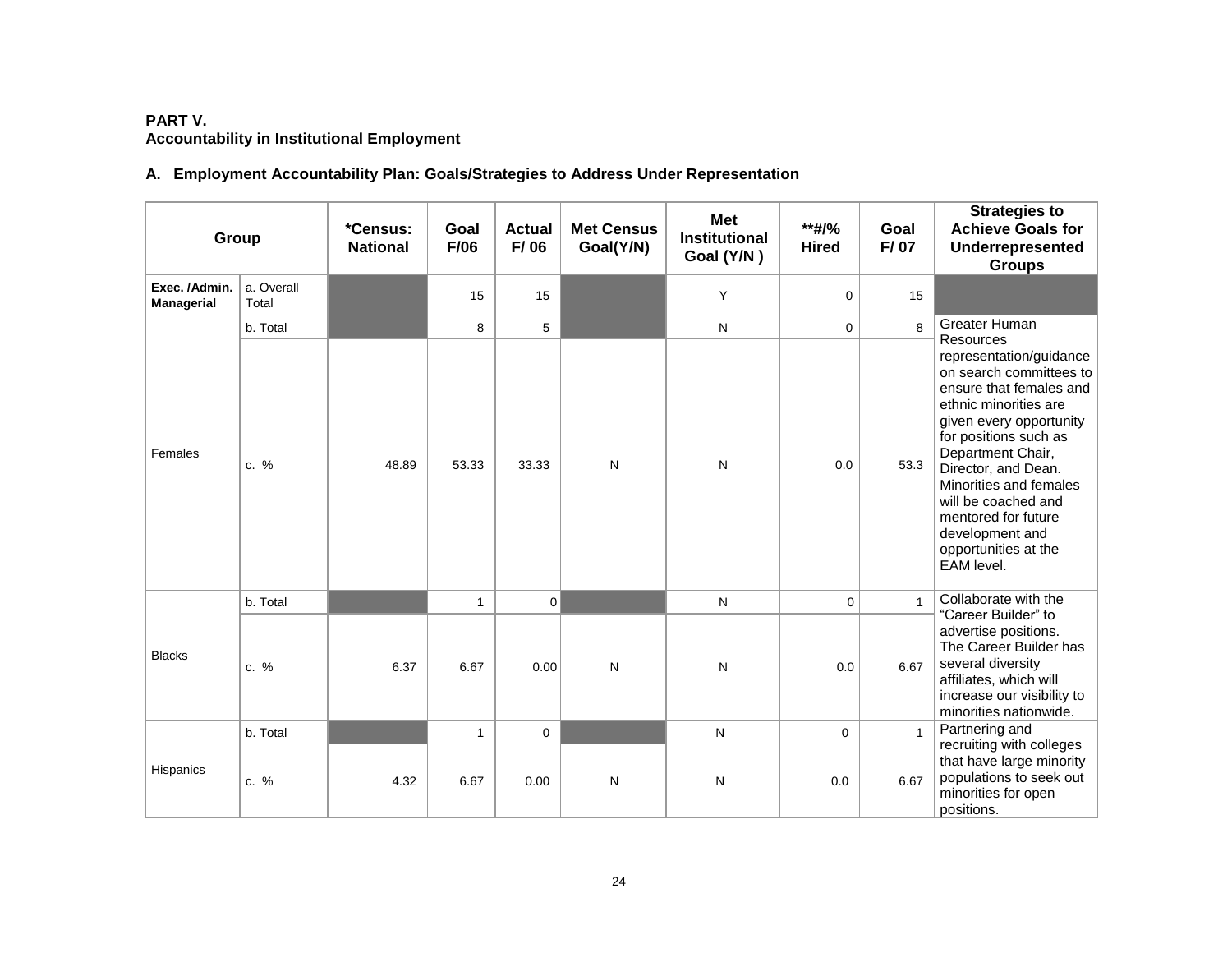**PART V.**
**Accountability in Institutional Employment**

## A. Employment Accountability Plan: Goals/Strategies to Address Under Representation

| Group | | *Census: National | Goal F/06 | Actual F/ 06 | Met Census Goal(Y/N) | Met Institutional Goal (Y/N ) | **#/% Hired | Goal F/ 07 | Strategies to Achieve Goals for Underrepresented Groups |
|---|---|---|---|---|---|---|---|---|---|
| **Exec. /Admin. Managerial** | a. Overall Total | | 15 | 15 | | Y | 0 | 15 | |
| Females | b. Total | | 8 | 5 | | N | 0 | 8 | Greater Human Resources representation/guidance on search committees to ensure that females and ethnic minorities are given every opportunity for positions such as Department Chair, Director, and Dean. Minorities and females will be coached and mentored for future development and opportunities at the EAM level. |
| | c. % | 48.89 | 53.33 | 33.33 | N | N | 0.0 | 53.3 | |
| Blacks | b. Total | | 1 | 0 | | N | 0 | 1 | Collaborate with the "Career Builder" to advertise positions. The Career Builder has several diversity affiliates, which will increase our visibility to minorities nationwide. |
| | c. % | 6.37 | 6.67 | 0.00 | N | N | 0.0 | 6.67 | |
| Hispanics | b. Total | | 1 | 0 | | N | 0 | 1 | Partnering and recruiting with colleges that have large minority populations to seek out minorities for open positions. |
| | c. % | 4.32 | 6.67 | 0.00 | N | N | 0.0 | 6.67 | |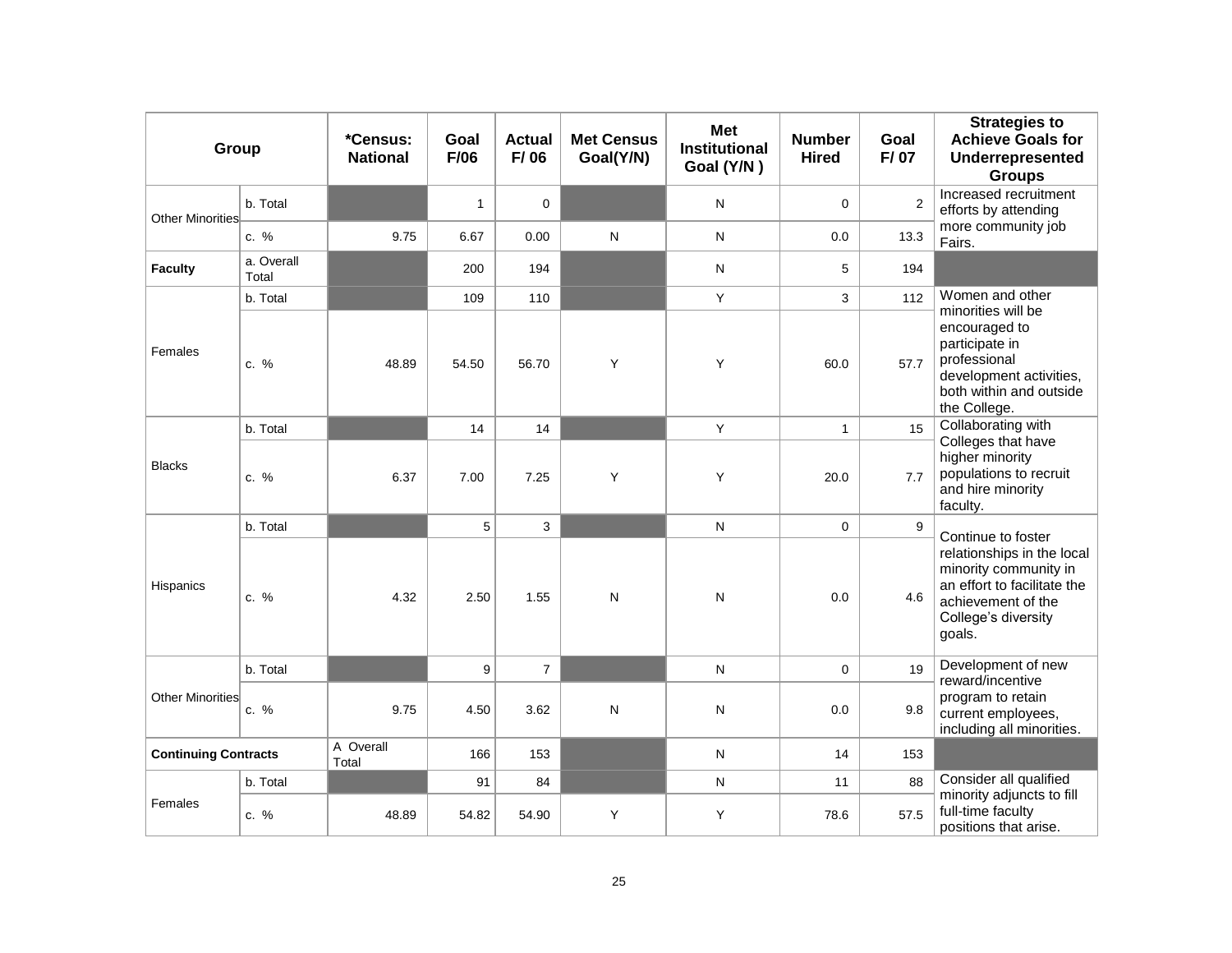| Group | | *Census: National | Goal F/06 | Actual F/ 06 | Met Census Goal(Y/N) | Met Institutional Goal (Y/N ) | Number Hired | Goal F/ 07 | Strategies to Achieve Goals for Underrepresented Groups |
|---|---|---|---|---|---|---|---|---|---|
| Other Minorities | b. Total | | 1 | 0 | | N | 0 | 2 | Increased recruitment efforts by attending more community job Fairs. |
| | c. % | 9.75 | 6.67 | 0.00 | N | N | 0.0 | 13.3 | |
| **Faculty** | a. Overall Total | | 200 | 194 | | N | 5 | 194 | |
| Females | b. Total | | 109 | 110 | | Y | 3 | 112 | Women and other minorities will be encouraged to participate in professional development activities, both within and outside the College. |
| | c. % | 48.89 | 54.50 | 56.70 | Y | Y | 60.0 | 57.7 | |
| Blacks | b. Total | | 14 | 14 | | Y | 1 | 15 | Collaborating with Colleges that have higher minority populations to recruit and hire minority faculty. |
| | c. % | 6.37 | 7.00 | 7.25 | Y | Y | 20.0 | 7.7 | |
| Hispanics | b. Total | | 5 | 3 | | N | 0 | 9 | Continue to foster relationships in the local minority community in an effort to facilitate the achievement of the College's diversity goals. |
| | c. % | 4.32 | 2.50 | 1.55 | N | N | 0.0 | 4.6 | |
| Other Minorities | b. Total | | 9 | 7 | | N | 0 | 19 | Development of new reward/incentive program to retain current employees, including all minorities. |
| | c. % | 9.75 | 4.50 | 3.62 | N | N | 0.0 | 9.8 | |
| **Continuing Contracts** | | A Overall Total | 166 | 153 | | N | 14 | 153 | |
| Females | b. Total | | 91 | 84 | | N | 11 | 88 | Consider all qualified minority adjuncts to fill full-time faculty positions that arise. |
| | c. % | 48.89 | 54.82 | 54.90 | Y | Y | 78.6 | 57.5 | |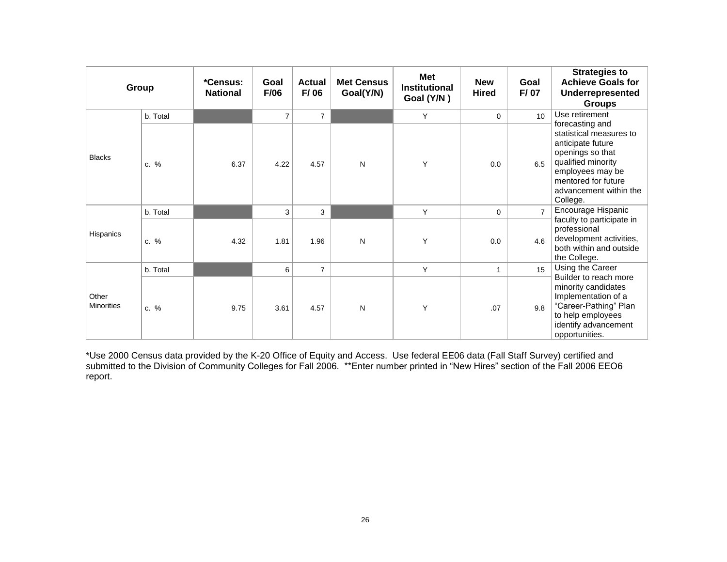| Group | | *Census: National | Goal F/06 | Actual F/ 06 | Met Census Goal(Y/N) | Met Institutional Goal (Y/N ) | New Hired | Goal F/ 07 | Strategies to Achieve Goals for Underrepresented Groups |
|---|---|---|---|---|---|---|---|---|---|
| Blacks | b. Total | | 7 | 7 | | Y | 0 | 10 | Use retirement forecasting and statistical measures to anticipate future openings so that qualified minority employees may be mentored for future advancement within the College. |
| | c. % | 6.37 | 4.22 | 4.57 | N | Y | 0.0 | 6.5 | |
| Hispanics | b. Total | | 3 | 3 | | Y | 0 | 7 | Encourage Hispanic faculty to participate in professional development activities, both within and outside the College. |
| | c. % | 4.32 | 1.81 | 1.96 | N | Y | 0.0 | 4.6 | |
| Other Minorities | b. Total | | 6 | 7 | | Y | 1 | 15 | Using the Career Builder to reach more minority candidates Implementation of a “Career-Pathing” Plan to help employees identify advancement opportunities. |
| | c. % | 9.75 | 3.61 | 4.57 | N | Y | .07 | 9.8 | |

*Use 2000 Census data provided by the K-20 Office of Equity and Access. Use federal EE06 data (Fall Staff Survey) certified and submitted to the Division of Community Colleges for Fall 2006. **Enter number printed in “New Hires” section of the Fall 2006 EEO6 report.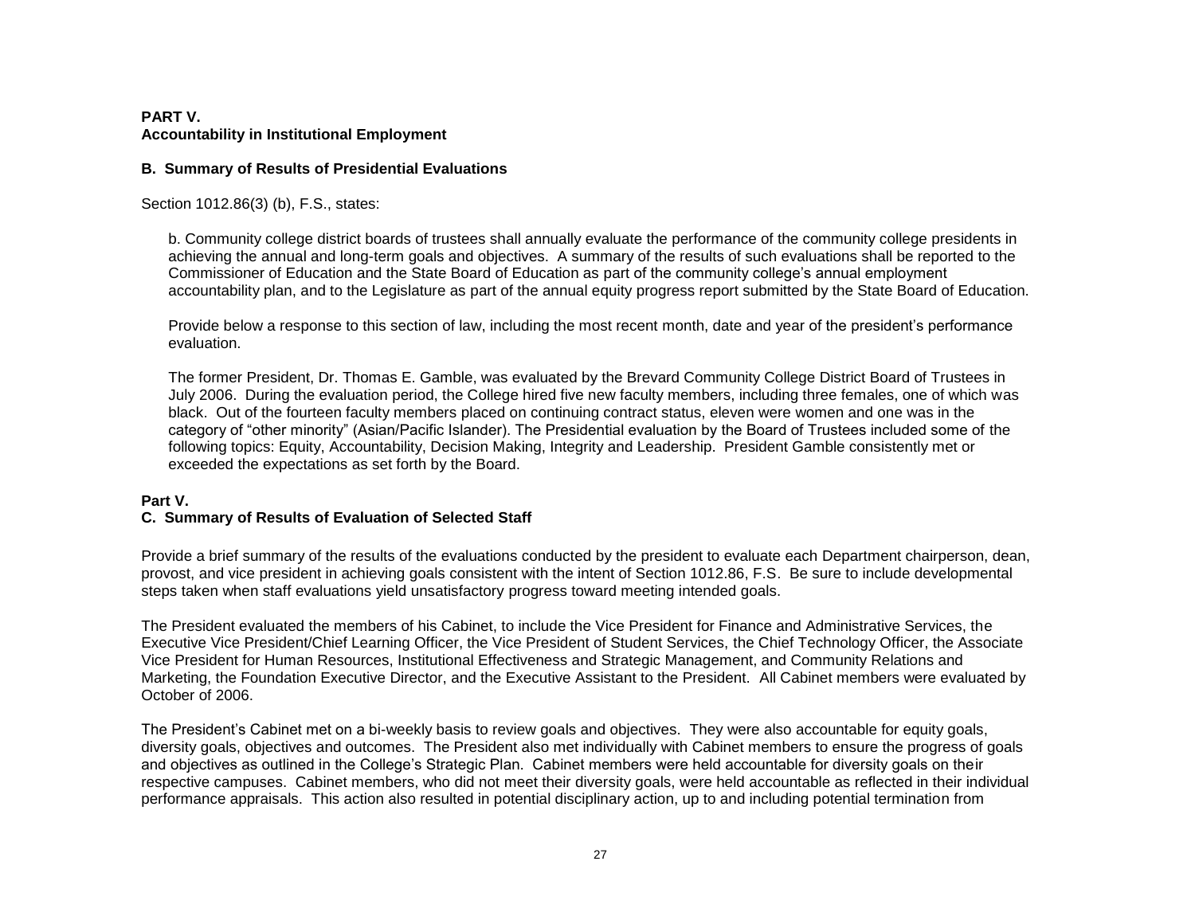**PART V.**
**Accountability in Institutional Employment**

**B. Summary of Results of Presidential Evaluations**

Section 1012.86(3) (b), F.S., states:

> b. Community college district boards of trustees shall annually evaluate the performance of the community college presidents in achieving the annual and long-term goals and objectives. A summary of the results of such evaluations shall be reported to the Commissioner of Education and the State Board of Education as part of the community college's annual employment accountability plan, and to the Legislature as part of the annual equity progress report submitted by the State Board of Education.
>
> Provide below a response to this section of law, including the most recent month, date and year of the president's performance evaluation.
>
> The former President, Dr. Thomas E. Gamble, was evaluated by the Brevard Community College District Board of Trustees in July 2006. During the evaluation period, the College hired five new faculty members, including three females, one of which was black. Out of the fourteen faculty members placed on continuing contract status, eleven were women and one was in the category of "other minority" (Asian/Pacific Islander). The Presidential evaluation by the Board of Trustees included some of the following topics: Equity, Accountability, Decision Making, Integrity and Leadership. President Gamble consistently met or exceeded the expectations as set forth by the Board.

**Part V.**
**C. Summary of Results of Evaluation of Selected Staff**

Provide a brief summary of the results of the evaluations conducted by the president to evaluate each Department chairperson, dean, provost, and vice president in achieving goals consistent with the intent of Section 1012.86, F.S. Be sure to include developmental steps taken when staff evaluations yield unsatisfactory progress toward meeting intended goals.

The President evaluated the members of his Cabinet, to include the Vice President for Finance and Administrative Services, the Executive Vice President/Chief Learning Officer, the Vice President of Student Services, the Chief Technology Officer, the Associate Vice President for Human Resources, Institutional Effectiveness and Strategic Management, and Community Relations and Marketing, the Foundation Executive Director, and the Executive Assistant to the President. All Cabinet members were evaluated by October of 2006.

The President's Cabinet met on a bi-weekly basis to review goals and objectives. They were also accountable for equity goals, diversity goals, objectives and outcomes. The President also met individually with Cabinet members to ensure the progress of goals and objectives as outlined in the College's Strategic Plan. Cabinet members were held accountable for diversity goals on their respective campuses. Cabinet members, who did not meet their diversity goals, were held accountable as reflected in their individual performance appraisals. This action also resulted in potential disciplinary action, up to and including potential termination from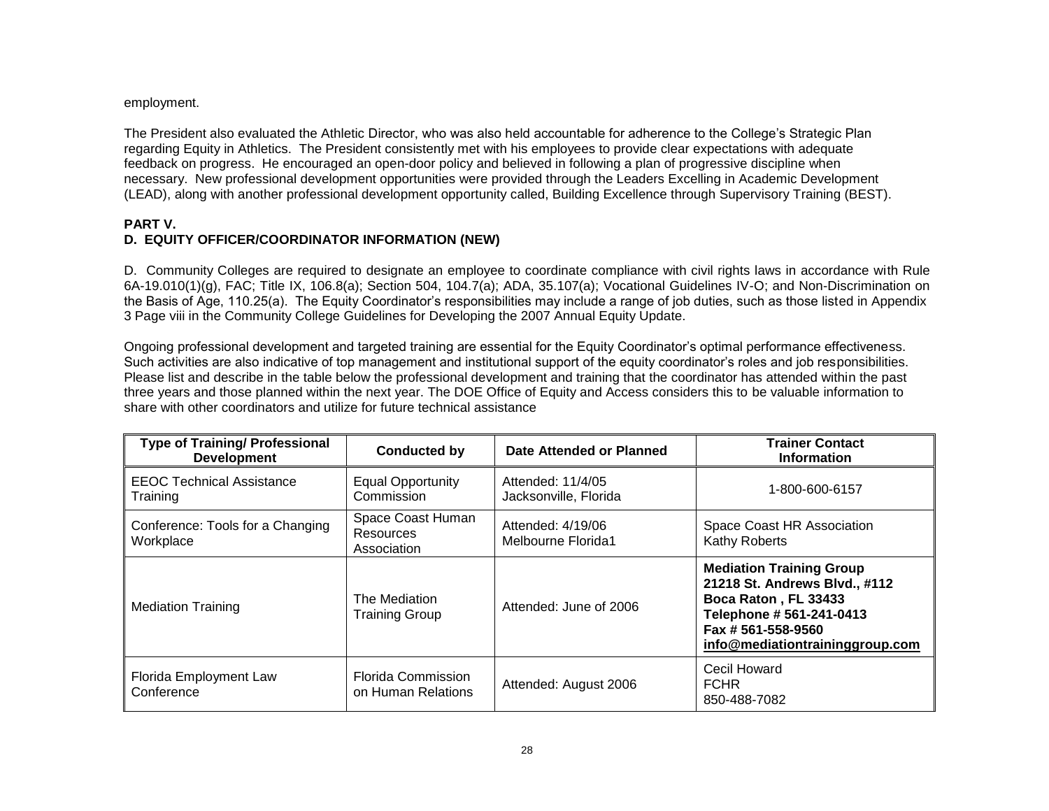employment.

The President also evaluated the Athletic Director, who was also held accountable for adherence to the College's Strategic Plan regarding Equity in Athletics. The President consistently met with his employees to provide clear expectations with adequate feedback on progress. He encouraged an open-door policy and believed in following a plan of progressive discipline when necessary. New professional development opportunities were provided through the Leaders Excelling in Academic Development (LEAD), along with another professional development opportunity called, Building Excellence through Supervisory Training (BEST).

**PART V.**

**D. EQUITY OFFICER/COORDINATOR INFORMATION (NEW)**

D. Community Colleges are required to designate an employee to coordinate compliance with civil rights laws in accordance with Rule 6A-19.010(1)(g), FAC; Title IX, 106.8(a); Section 504, 104.7(a); ADA, 35.107(a); Vocational Guidelines IV-O; and Non-Discrimination on the Basis of Age, 110.25(a). The Equity Coordinator's responsibilities may include a range of job duties, such as those listed in Appendix 3 Page viii in the Community College Guidelines for Developing the 2007 Annual Equity Update.

Ongoing professional development and targeted training are essential for the Equity Coordinator's optimal performance effectiveness. Such activities are also indicative of top management and institutional support of the equity coordinator's roles and job responsibilities. Please list and describe in the table below the professional development and training that the coordinator has attended within the past three years and those planned within the next year. The DOE Office of Equity and Access considers this to be valuable information to share with other coordinators and utilize for future technical assistance

| Type of Training/ Professional Development | Conducted by | Date Attended or Planned | Trainer Contact Information |
|---|---|---|---|
| EEOC Technical Assistance Training | Equal Opportunity Commission | Attended: 11/4/05 Jacksonville, Florida | 1-800-600-6157 |
| Conference: Tools for a Changing Workplace | Space Coast Human Resources Association | Attended: 4/19/06 Melbourne Florida1 | Space Coast HR Association Kathy Roberts |
| Mediation Training | The Mediation Training Group | Attended: June of 2006 | **Mediation Training Group 21218 St. Andrews Blvd., #112 Boca Raton , FL 33433 Telephone # 561-241-0413 Fax # 561-558-9560 info@mediationtraininggroup.com** |
| Florida Employment Law Conference | Florida Commission on Human Relations | Attended: August 2006 | Cecil Howard FCHR 850-488-7082 |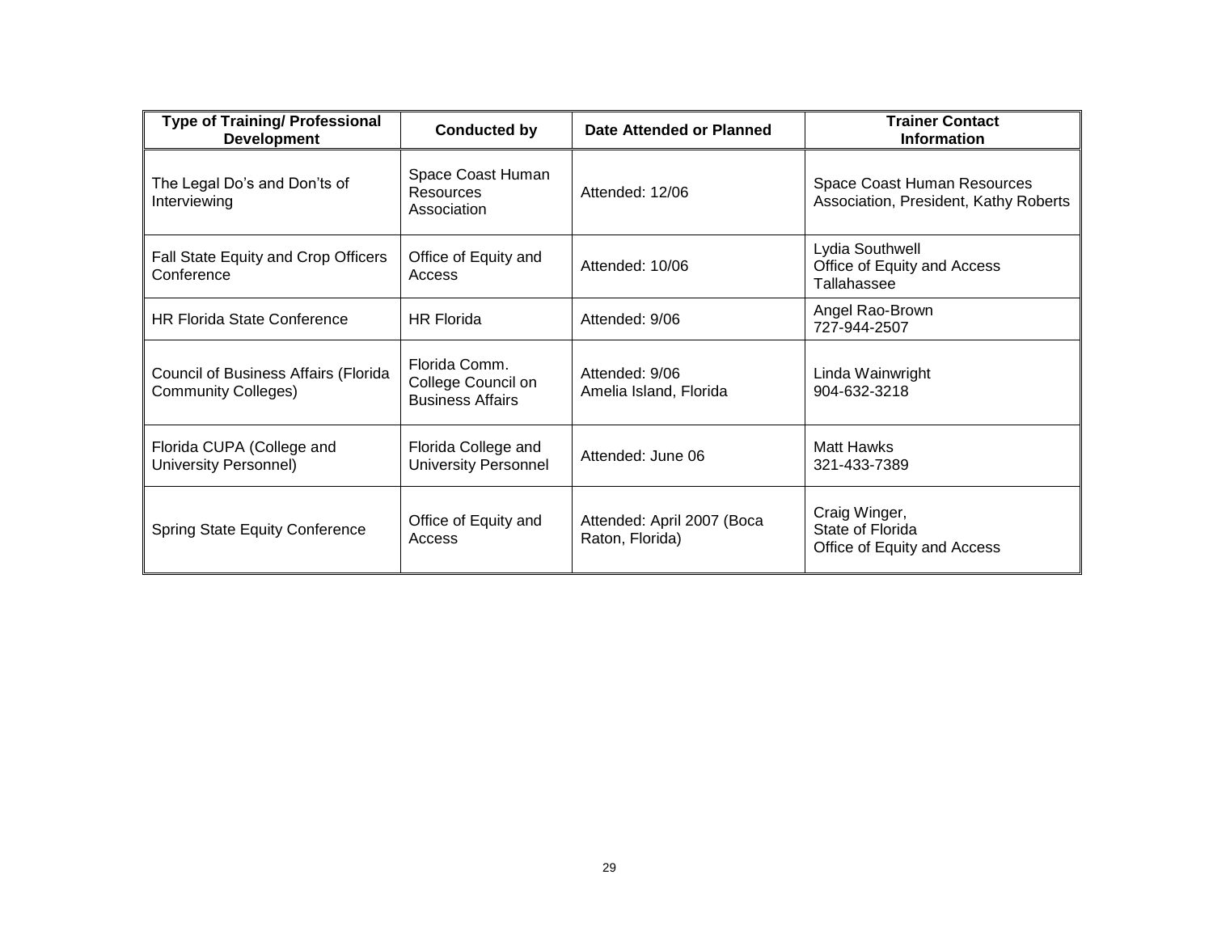| Type of Training/ Professional Development | Conducted by | Date Attended or Planned | Trainer Contact Information |
|---|---|---|---|
| The Legal Do's and Don'ts of Interviewing | Space Coast Human Resources Association | Attended: 12/06 | Space Coast Human Resources Association, President, Kathy Roberts |
| Fall State Equity and Crop Officers Conference | Office of Equity and Access | Attended: 10/06 | Lydia Southwell<br>Office of Equity and Access<br>Tallahassee |
| HR Florida State Conference | HR Florida | Attended: 9/06 | Angel Rao-Brown<br>727-944-2507 |
| Council of Business Affairs (Florida Community Colleges) | Florida Comm. College Council on Business Affairs | Attended: 9/06<br>Amelia Island, Florida | Linda Wainwright<br>904-632-3218 |
| Florida CUPA (College and University Personnel) | Florida College and University Personnel | Attended: June 06 | Matt Hawks<br>321-433-7389 |
| Spring State Equity Conference | Office of Equity and Access | Attended: April 2007 (Boca Raton, Florida) | Craig Winger,<br>State of Florida<br>Office of Equity and Access |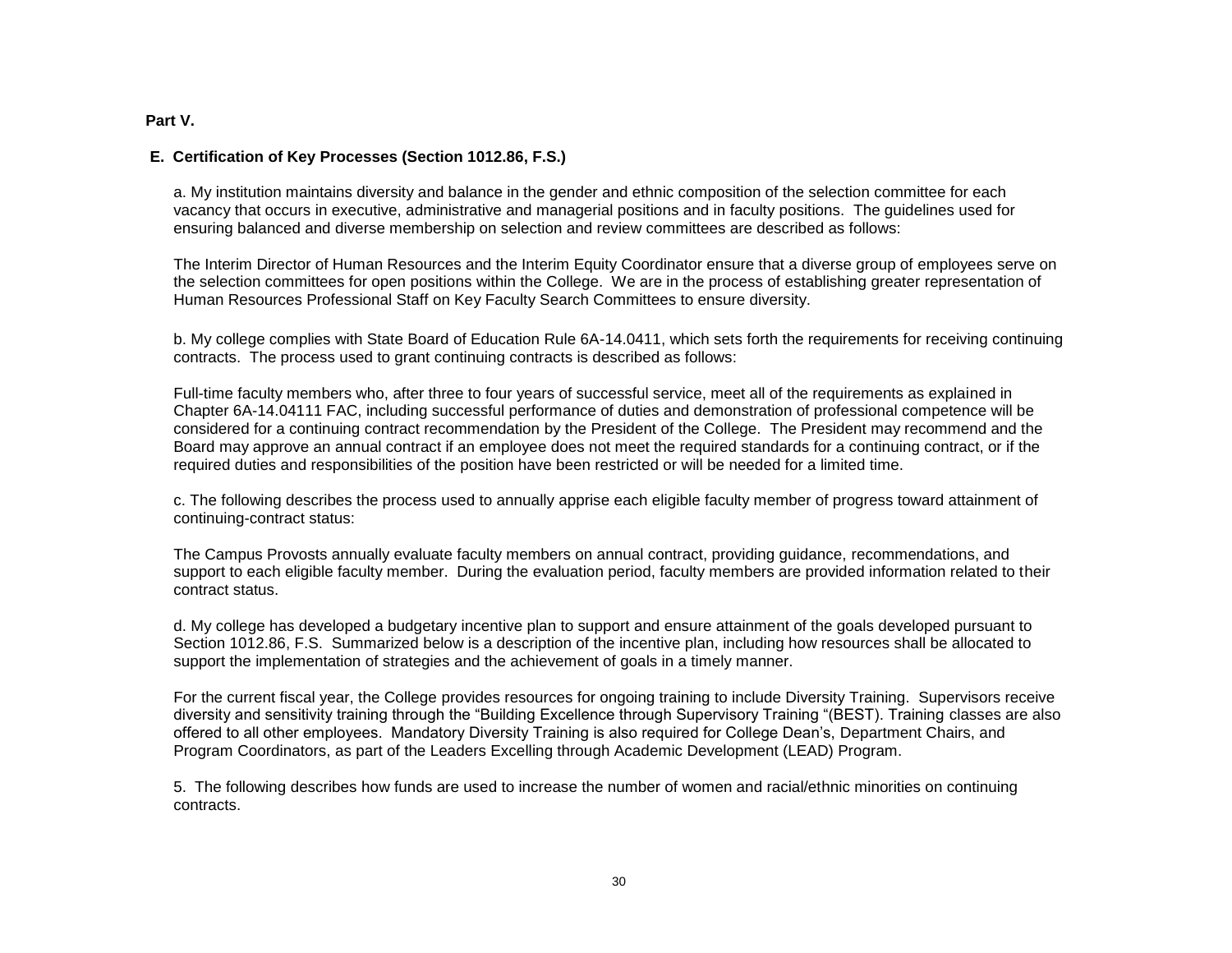**Part V.**

**E. Certification of Key Processes (Section 1012.86, F.S.)**

a. My institution maintains diversity and balance in the gender and ethnic composition of the selection committee for each vacancy that occurs in executive, administrative and managerial positions and in faculty positions. The guidelines used for ensuring balanced and diverse membership on selection and review committees are described as follows:

The Interim Director of Human Resources and the Interim Equity Coordinator ensure that a diverse group of employees serve on the selection committees for open positions within the College. We are in the process of establishing greater representation of Human Resources Professional Staff on Key Faculty Search Committees to ensure diversity.

b. My college complies with State Board of Education Rule 6A-14.0411, which sets forth the requirements for receiving continuing contracts. The process used to grant continuing contracts is described as follows:

Full-time faculty members who, after three to four years of successful service, meet all of the requirements as explained in Chapter 6A-14.04111 FAC, including successful performance of duties and demonstration of professional competence will be considered for a continuing contract recommendation by the President of the College. The President may recommend and the Board may approve an annual contract if an employee does not meet the required standards for a continuing contract, or if the required duties and responsibilities of the position have been restricted or will be needed for a limited time.

c. The following describes the process used to annually apprise each eligible faculty member of progress toward attainment of continuing-contract status:

The Campus Provosts annually evaluate faculty members on annual contract, providing guidance, recommendations, and support to each eligible faculty member. During the evaluation period, faculty members are provided information related to their contract status.

d. My college has developed a budgetary incentive plan to support and ensure attainment of the goals developed pursuant to Section 1012.86, F.S. Summarized below is a description of the incentive plan, including how resources shall be allocated to support the implementation of strategies and the achievement of goals in a timely manner.

For the current fiscal year, the College provides resources for ongoing training to include Diversity Training. Supervisors receive diversity and sensitivity training through the "Building Excellence through Supervisory Training "(BEST). Training classes are also offered to all other employees. Mandatory Diversity Training is also required for College Dean's, Department Chairs, and Program Coordinators, as part of the Leaders Excelling through Academic Development (LEAD) Program.

5. The following describes how funds are used to increase the number of women and racial/ethnic minorities on continuing contracts.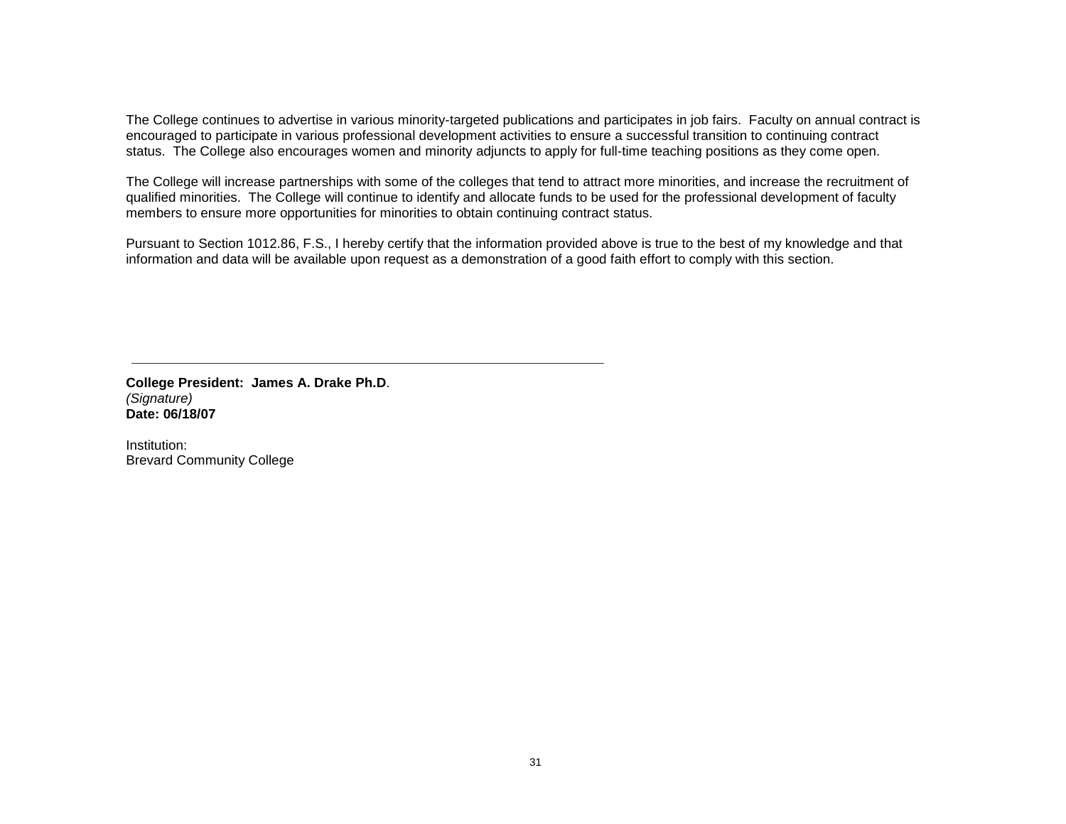The College continues to advertise in various minority-targeted publications and participates in job fairs. Faculty on annual contract is encouraged to participate in various professional development activities to ensure a successful transition to continuing contract status. The College also encourages women and minority adjuncts to apply for full-time teaching positions as they come open.

The College will increase partnerships with some of the colleges that tend to attract more minorities, and increase the recruitment of qualified minorities. The College will continue to identify and allocate funds to be used for the professional development of faculty members to ensure more opportunities for minorities to obtain continuing contract status.

Pursuant to Section 1012.86, F.S., I hereby certify that the information provided above is true to the best of my knowledge and that information and data will be available upon request as a demonstration of a good faith effort to comply with this section.

---

**College President: James A. Drake Ph.D**.
*(Signature)*
**Date: 06/18/07**

Institution:
Brevard Community College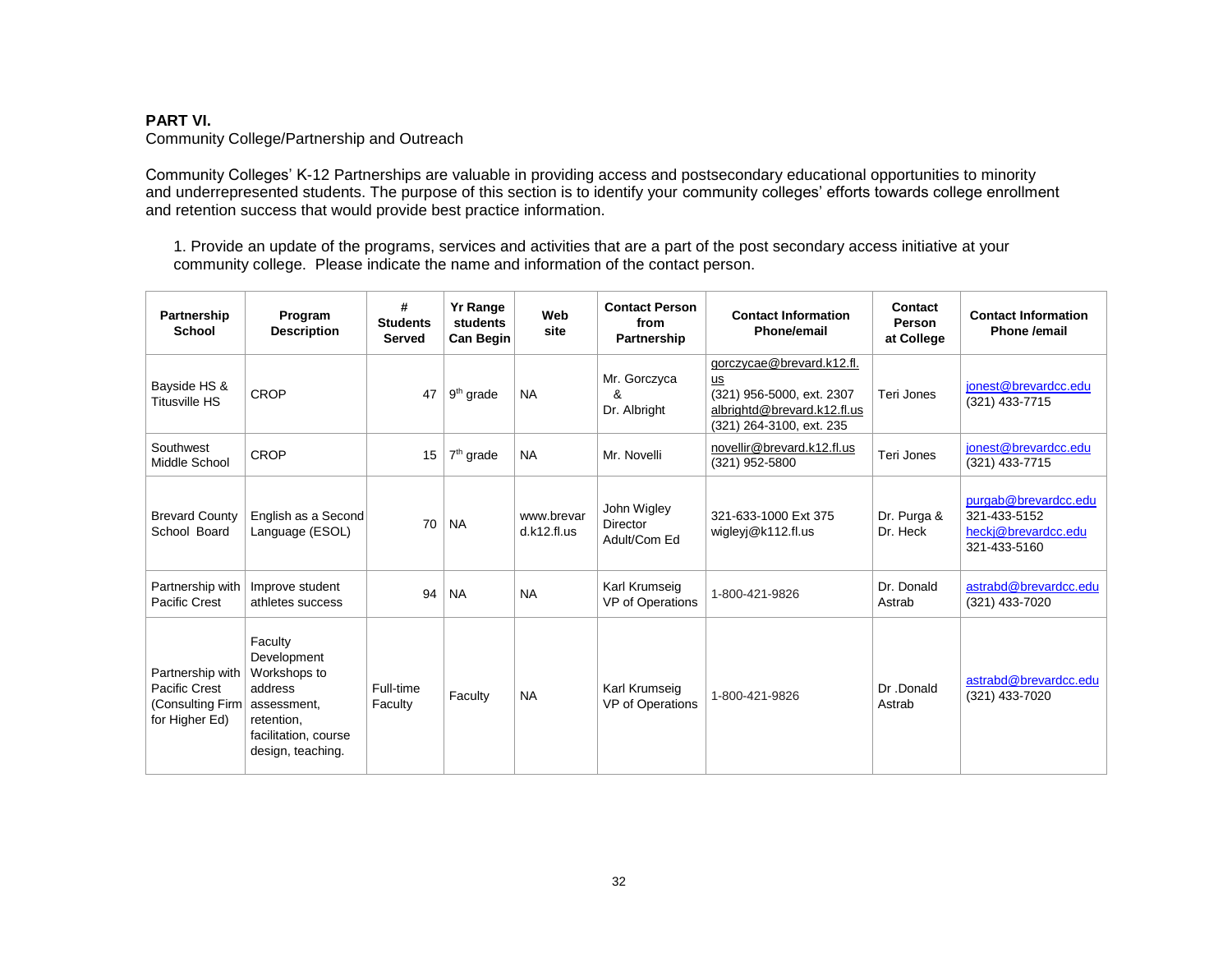**PART VI.**
Community College/Partnership and Outreach

Community Colleges' K-12 Partnerships are valuable in providing access and postsecondary educational opportunities to minority and underrepresented students. The purpose of this section is to identify your community colleges' efforts towards college enrollment and retention success that would provide best practice information.

1. Provide an update of the programs, services and activities that are a part of the post secondary access initiative at your community college. Please indicate the name and information of the contact person.

| Partnership School | Program Description | # Students Served | Yr Range students Can Begin | Web site | Contact Person from Partnership | Contact Information Phone/email | Contact Person at College | Contact Information Phone /email |
|---|---|---|---|---|---|---|---|---|
| Bayside HS & Titusville HS | CROP | 47 | 9th grade | NA | Mr. Gorczyca & Dr. Albright | gorczycae@brevard.k12.fl.us (321) 956-5000, ext. 2307 albrightd@brevard.k12.fl.us (321) 264-3100, ext. 235 | Teri Jones | jonest@brevardcc.edu (321) 433-7715 |
| Southwest Middle School | CROP | 15 | 7th grade | NA | Mr. Novelli | novellir@brevard.k12.fl.us (321) 952-5800 | Teri Jones | jonest@brevardcc.edu (321) 433-7715 |
| Brevard County School Board | English as a Second Language (ESOL) | 70 | NA | www.brevard.k12.fl.us | John Wigley Director Adult/Com Ed | 321-633-1000 Ext 375 wigleyj@k112.fl.us | Dr. Purga & Dr. Heck | purgab@brevardcc.edu 321-433-5152 heckj@brevardcc.edu 321-433-5160 |
| Partnership with Pacific Crest | Improve student athletes success | 94 | NA | NA | Karl Krumseig VP of Operations | 1-800-421-9826 | Dr. Donald Astrab | astrabd@brevardcc.edu (321) 433-7020 |
| Partnership with Pacific Crest (Consulting Firm for Higher Ed) | Faculty Development Workshops to address assessment, retention, facilitation, course design, teaching. | Full-time Faculty | Faculty | NA | Karl Krumseig VP of Operations | 1-800-421-9826 | Dr .Donald Astrab | astrabd@brevardcc.edu (321) 433-7020 |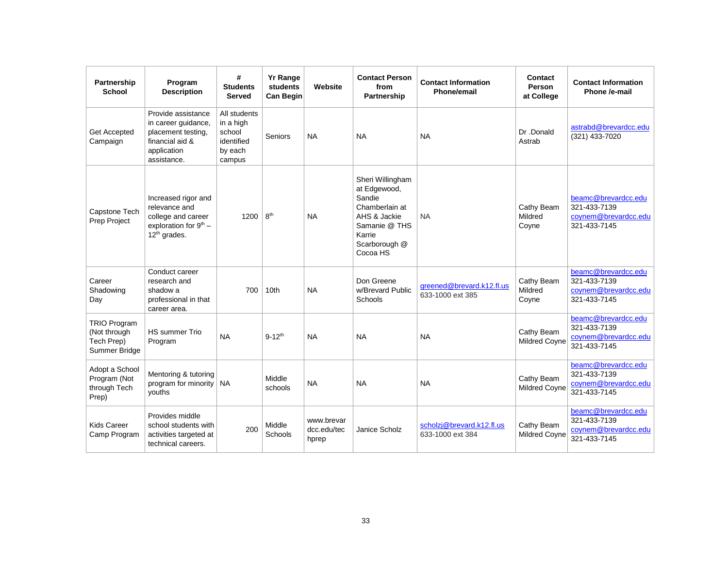| Partnership School | Program Description | # Students Served | Yr Range students Can Begin | Website | Contact Person from Partnership | Contact Information Phone/email | Contact Person at College | Contact Information Phone /e-mail |
|---|---|---|---|---|---|---|---|---|
| Get Accepted Campaign | Provide assistance in career guidance, placement testing, financial aid & application assistance. | All students in a high school identified by each campus | Seniors | NA | NA | NA | Dr .Donald Astrab | astrabd@brevardcc.edu (321) 433-7020 |
| Capstone Tech Prep Project | Increased rigor and relevance and college and career exploration for 9th – 12th grades. | 1200 | 8th | NA | Sheri Willingham at Edgewood, Sandie Chamberlain at AHS & Jackie Samanie @ THS Karrie Scarborough @ Cocoa HS | NA | Cathy Beam Mildred Coyne | beamc@brevardcc.edu 321-433-7139 coynem@brevardcc.edu 321-433-7145 |
| Career Shadowing Day | Conduct career research and shadow a professional in that career area. | 700 | 10th | NA | Don Greene w/Brevard Public Schools | greened@brevard.k12.fl.us 633-1000 ext 385 | Cathy Beam Mildred Coyne | beamc@brevardcc.edu 321-433-7139 coynem@brevardcc.edu 321-433-7145 |
| TRIO Program (Not through Tech Prep) Summer Bridge | HS summer Trio Program | NA | 9-12th | NA | NA | NA | Cathy Beam Mildred Coyne | beamc@brevardcc.edu 321-433-7139 coynem@brevardcc.edu 321-433-7145 |
| Adopt a School Program (Not through Tech Prep) | Mentoring & tutoring program for minority youths | NA | Middle schools | NA | NA | NA | Cathy Beam Mildred Coyne | beamc@brevardcc.edu 321-433-7139 coynem@brevardcc.edu 321-433-7145 |
| Kids Career Camp Program | Provides middle school students with activities targeted at technical careers. | 200 | Middle Schools | www.brevardcc.edu/techprep | Janice Scholz | scholzj@brevard.k12.fl.us 633-1000 ext 384 | Cathy Beam Mildred Coyne | beamc@brevardcc.edu 321-433-7139 coynem@brevardcc.edu 321-433-7145 |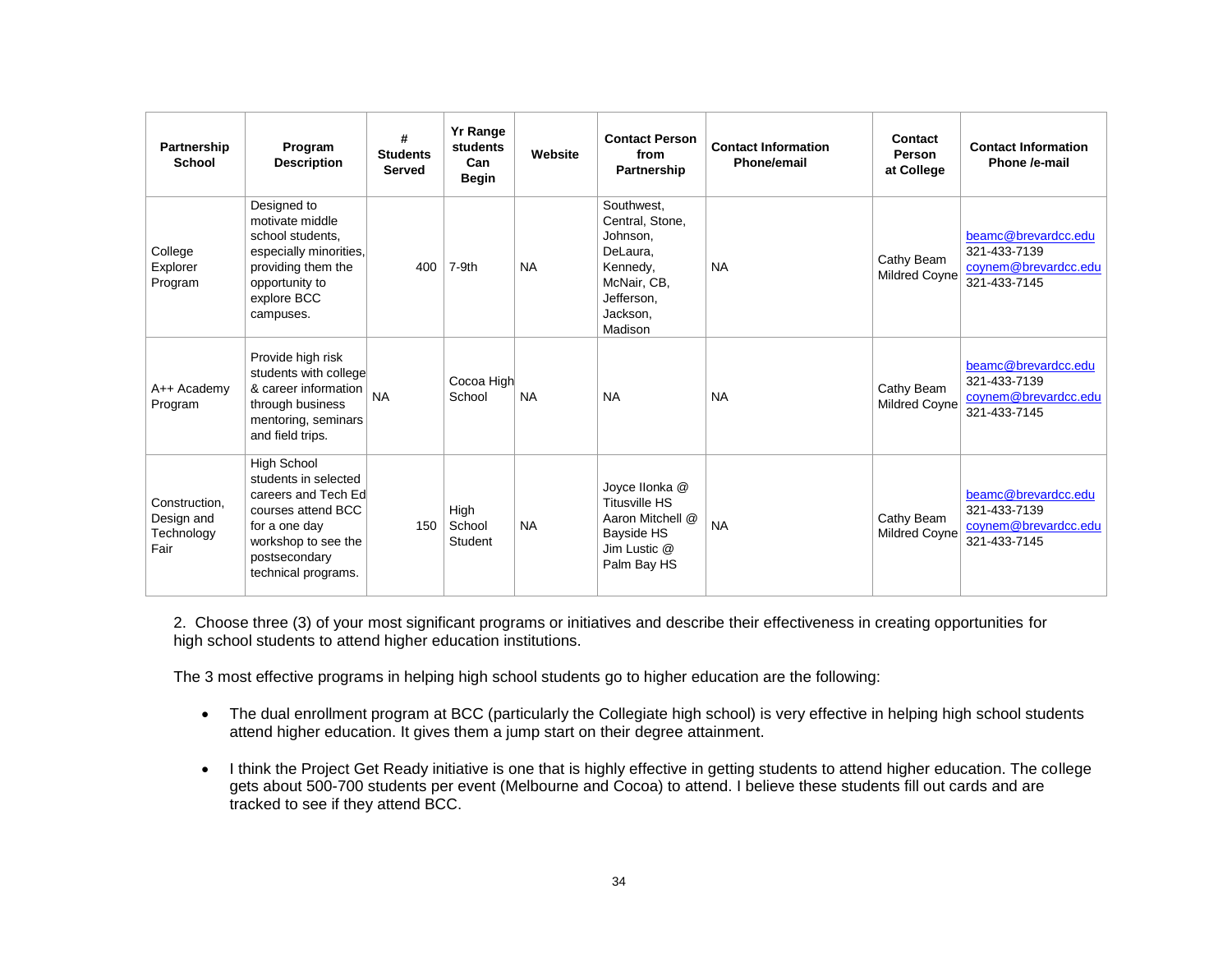| Partnership School | Program Description | # Students Served | Yr Range students Can Begin | Website | Contact Person from Partnership | Contact Information Phone/email | Contact Person at College | Contact Information Phone /e-mail |
|---|---|---|---|---|---|---|---|---|
| College Explorer Program | Designed to motivate middle school students, especially minorities, providing them the opportunity to explore BCC campuses. | 400 | 7-9th | NA | Southwest, Central, Stone, Johnson, DeLaura, Kennedy, McNair, CB, Jefferson, Jackson, Madison | NA | Cathy Beam Mildred Coyne | beamc@brevardcc.edu 321-433-7139 coynem@brevardcc.edu 321-433-7145 |
| A++ Academy Program | Provide high risk students with college & career information through business mentoring, seminars and field trips. | NA | Cocoa High School | NA | NA | NA | Cathy Beam Mildred Coyne | beamc@brevardcc.edu 321-433-7139 coynem@brevardcc.edu 321-433-7145 |
| Construction, Design and Technology Fair | High School students in selected careers and Tech Ed courses attend BCC for a one day workshop to see the postsecondary technical programs. | 150 | High School Student | NA | Joyce Ilonka @ Titusville HS Aaron Mitchell @ Bayside HS Jim Lustic @ Palm Bay HS | NA | Cathy Beam Mildred Coyne | beamc@brevardcc.edu 321-433-7139 coynem@brevardcc.edu 321-433-7145 |

2. Choose three (3) of your most significant programs or initiatives and describe their effectiveness in creating opportunities for high school students to attend higher education institutions.

The 3 most effective programs in helping high school students go to higher education are the following:

- The dual enrollment program at BCC (particularly the Collegiate high school) is very effective in helping high school students attend higher education. It gives them a jump start on their degree attainment.
- I think the Project Get Ready initiative is one that is highly effective in getting students to attend higher education. The college gets about 500-700 students per event (Melbourne and Cocoa) to attend. I believe these students fill out cards and are tracked to see if they attend BCC.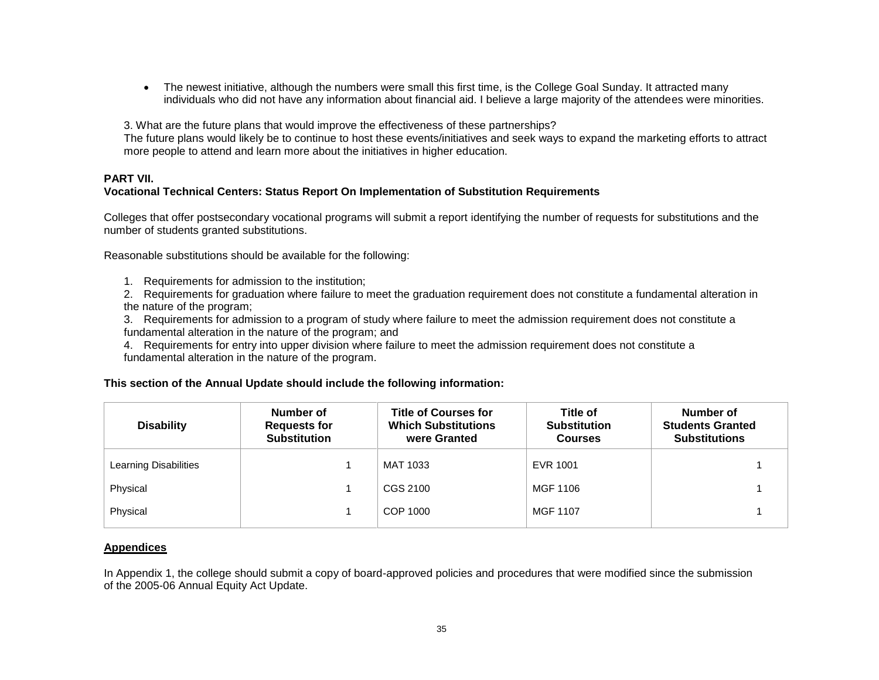- The newest initiative, although the numbers were small this first time, is the College Goal Sunday. It attracted many individuals who did not have any information about financial aid. I believe a large majority of the attendees were minorities.

3. What are the future plans that would improve the effectiveness of these partnerships?
The future plans would likely be to continue to host these events/initiatives and seek ways to expand the marketing efforts to attract more people to attend and learn more about the initiatives in higher education.

**PART VII.**
**Vocational Technical Centers: Status Report On Implementation of Substitution Requirements**

Colleges that offer postsecondary vocational programs will submit a report identifying the number of requests for substitutions and the number of students granted substitutions.

Reasonable substitutions should be available for the following:

1. Requirements for admission to the institution;
2. Requirements for graduation where failure to meet the graduation requirement does not constitute a fundamental alteration in the nature of the program;
3. Requirements for admission to a program of study where failure to meet the admission requirement does not constitute a fundamental alteration in the nature of the program; and
4. Requirements for entry into upper division where failure to meet the admission requirement does not constitute a fundamental alteration in the nature of the program.

**This section of the Annual Update should include the following information:**

| Disability | Number of Requests for Substitution | Title of Courses for Which Substitutions were Granted | Title of Substitution Courses | Number of Students Granted Substitutions |
|---|---|---|---|---|
| Learning Disabilities | 1 | MAT 1033 | EVR 1001 | 1 |
| Physical | 1 | CGS 2100 | MGF 1106 | 1 |
| Physical | 1 | COP 1000 | MGF 1107 | 1 |

**<u>Appendices</u>**

In Appendix 1, the college should submit a copy of board-approved policies and procedures that were modified since the submission of the 2005-06 Annual Equity Act Update.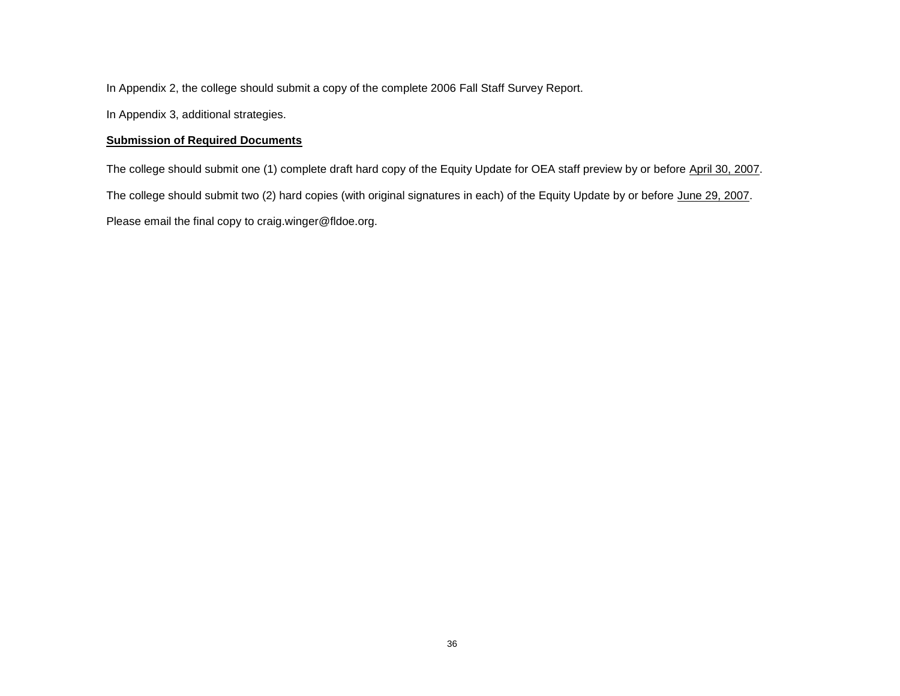In Appendix 2, the college should submit a copy of the complete 2006 Fall Staff Survey Report.

In Appendix 3, additional strategies.

**Submission of Required Documents**

The college should submit one (1) complete draft hard copy of the Equity Update for OEA staff preview by or before April 30, 2007.

The college should submit two (2) hard copies (with original signatures in each) of the Equity Update by or before June 29, 2007.

Please email the final copy to craig.winger@fldoe.org.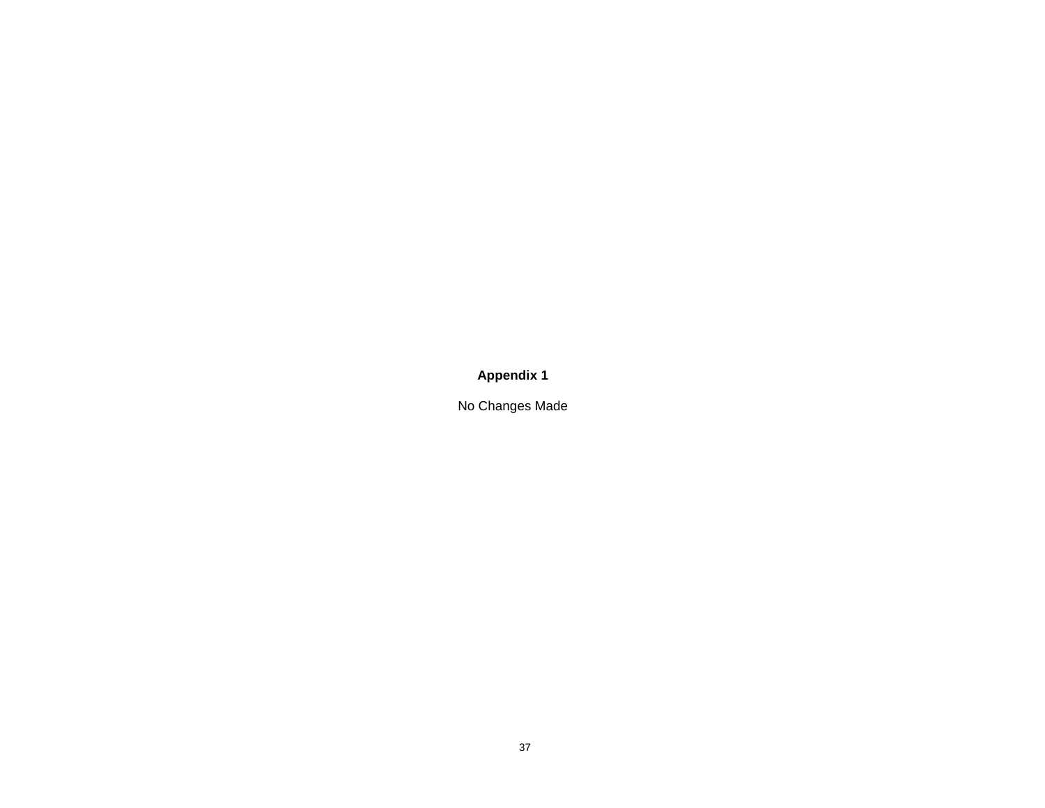**Appendix 1**

No Changes Made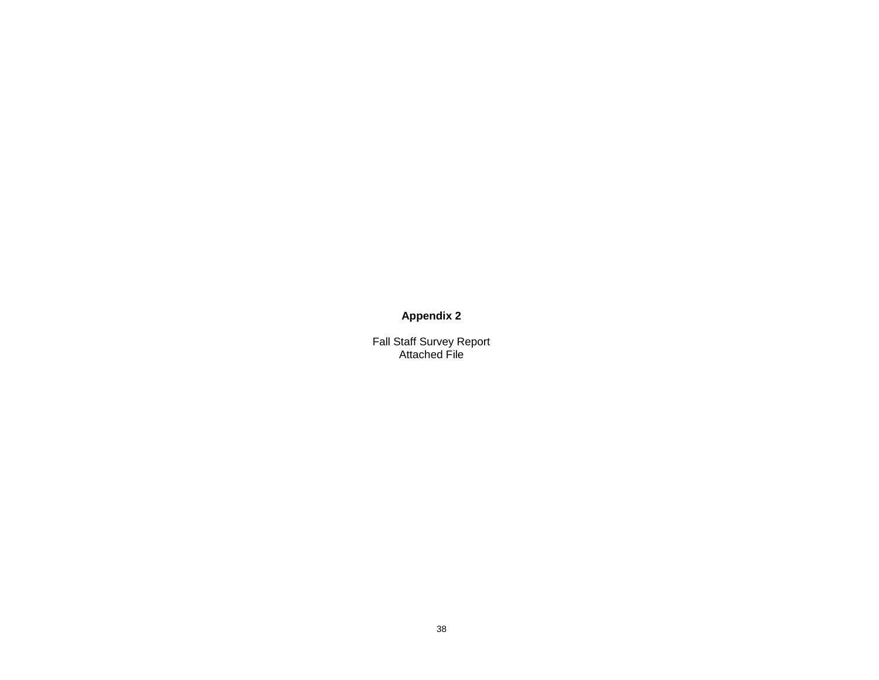**Appendix 2**

Fall Staff Survey Report
Attached File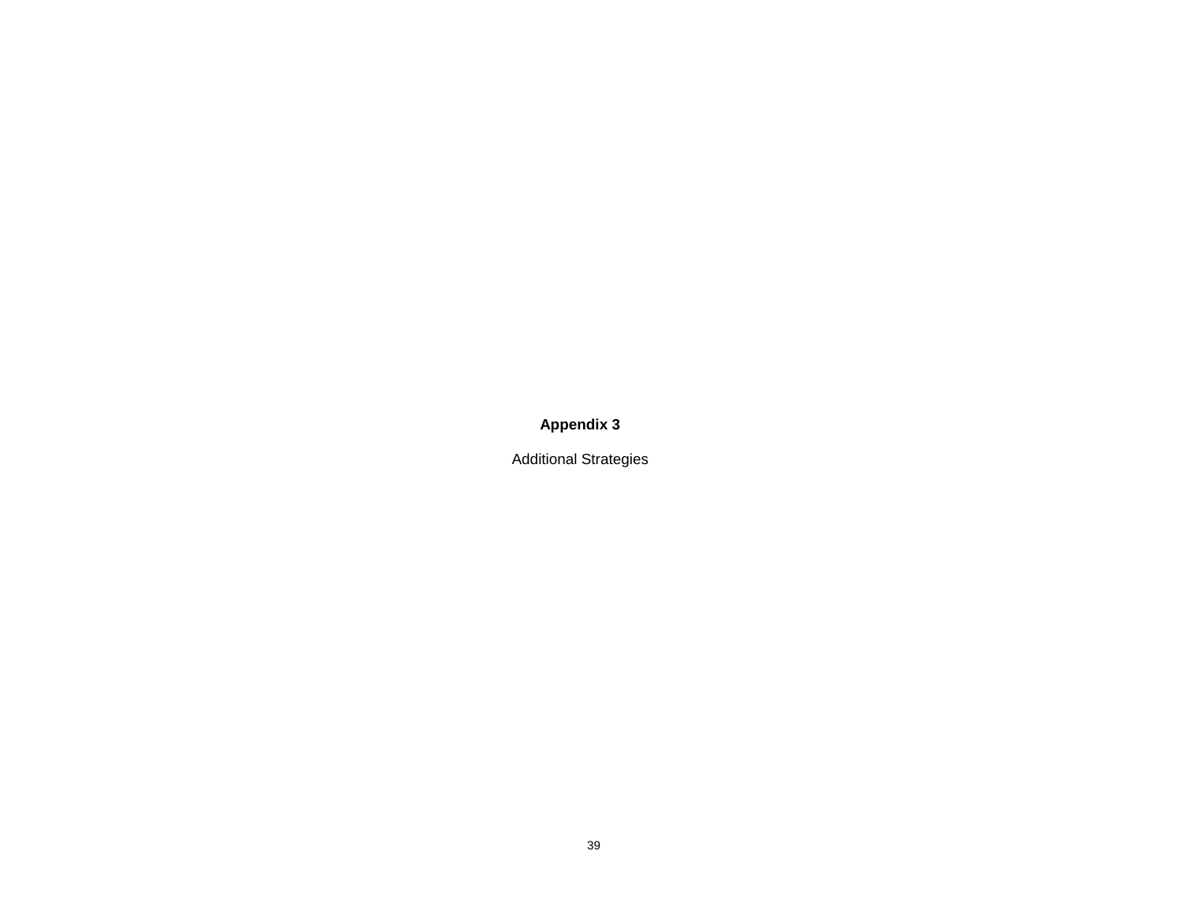# Appendix 3

Additional Strategies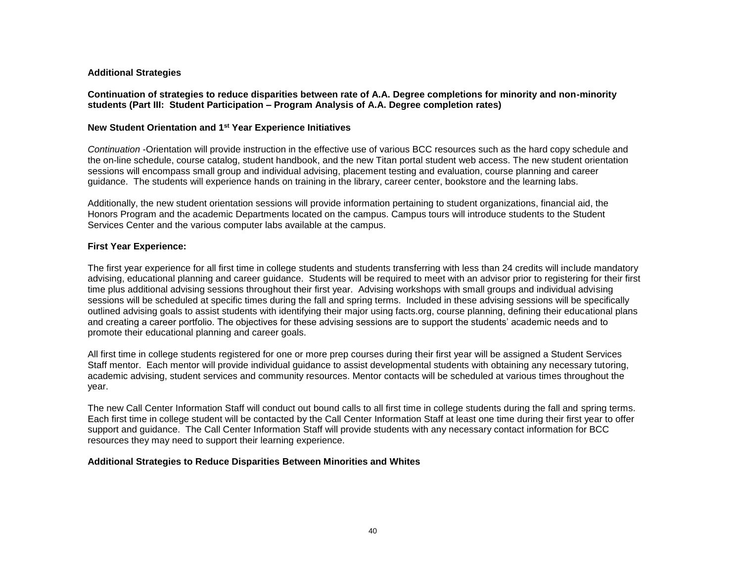**Additional Strategies**

**Continuation of strategies to reduce disparities between rate of A.A. Degree completions for minority and non-minority students (Part III: Student Participation – Program Analysis of A.A. Degree completion rates)**

**New Student Orientation and 1st Year Experience Initiatives**

*Continuation* -Orientation will provide instruction in the effective use of various BCC resources such as the hard copy schedule and the on-line schedule, course catalog, student handbook, and the new Titan portal student web access. The new student orientation sessions will encompass small group and individual advising, placement testing and evaluation, course planning and career guidance. The students will experience hands on training in the library, career center, bookstore and the learning labs.

Additionally, the new student orientation sessions will provide information pertaining to student organizations, financial aid, the Honors Program and the academic Departments located on the campus. Campus tours will introduce students to the Student Services Center and the various computer labs available at the campus.

**First Year Experience:**

The first year experience for all first time in college students and students transferring with less than 24 credits will include mandatory advising, educational planning and career guidance. Students will be required to meet with an advisor prior to registering for their first time plus additional advising sessions throughout their first year. Advising workshops with small groups and individual advising sessions will be scheduled at specific times during the fall and spring terms. Included in these advising sessions will be specifically outlined advising goals to assist students with identifying their major using facts.org, course planning, defining their educational plans and creating a career portfolio. The objectives for these advising sessions are to support the students' academic needs and to promote their educational planning and career goals.

All first time in college students registered for one or more prep courses during their first year will be assigned a Student Services Staff mentor. Each mentor will provide individual guidance to assist developmental students with obtaining any necessary tutoring, academic advising, student services and community resources. Mentor contacts will be scheduled at various times throughout the year.

The new Call Center Information Staff will conduct out bound calls to all first time in college students during the fall and spring terms. Each first time in college student will be contacted by the Call Center Information Staff at least one time during their first year to offer support and guidance. The Call Center Information Staff will provide students with any necessary contact information for BCC resources they may need to support their learning experience.

**Additional Strategies to Reduce Disparities Between Minorities and Whites**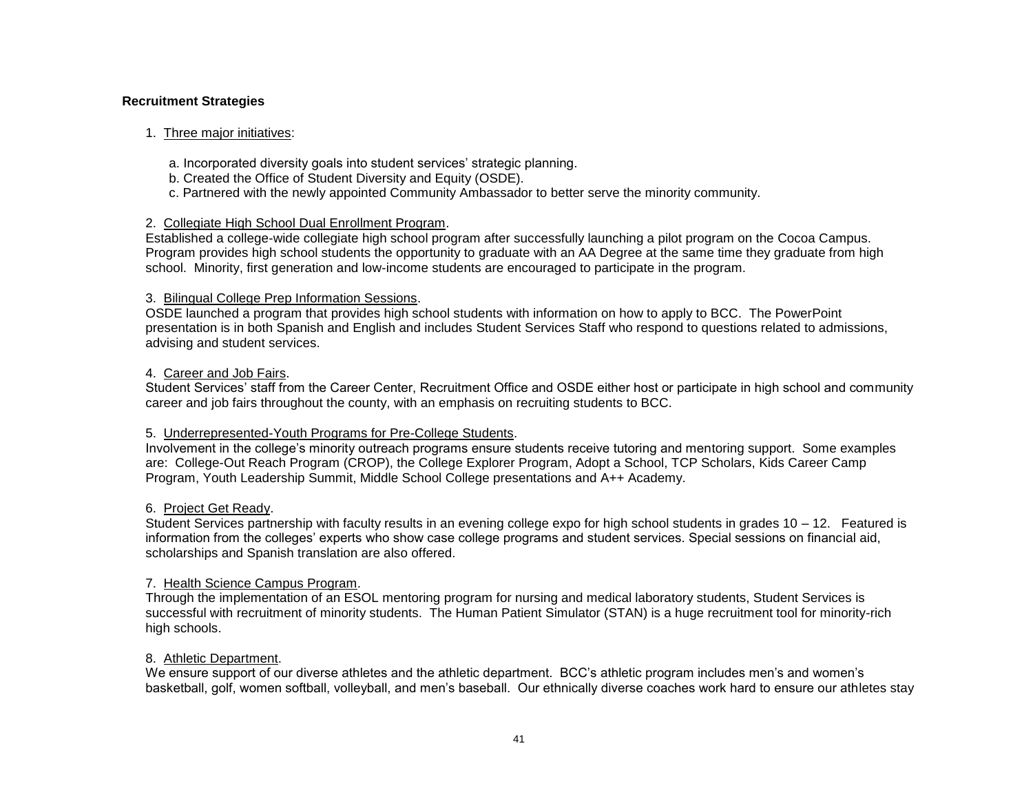**Recruitment Strategies**

1. Three major initiatives:

   a. Incorporated diversity goals into student services' strategic planning.
   b. Created the Office of Student Diversity and Equity (OSDE).
   c. Partnered with the newly appointed Community Ambassador to better serve the minority community.

2. Collegiate High School Dual Enrollment Program.
Established a college-wide collegiate high school program after successfully launching a pilot program on the Cocoa Campus. Program provides high school students the opportunity to graduate with an AA Degree at the same time they graduate from high school. Minority, first generation and low-income students are encouraged to participate in the program.

3. Bilingual College Prep Information Sessions.
OSDE launched a program that provides high school students with information on how to apply to BCC. The PowerPoint presentation is in both Spanish and English and includes Student Services Staff who respond to questions related to admissions, advising and student services.

4. Career and Job Fairs.
Student Services' staff from the Career Center, Recruitment Office and OSDE either host or participate in high school and community career and job fairs throughout the county, with an emphasis on recruiting students to BCC.

5. Underrepresented-Youth Programs for Pre-College Students.
Involvement in the college's minority outreach programs ensure students receive tutoring and mentoring support. Some examples are: College-Out Reach Program (CROP), the College Explorer Program, Adopt a School, TCP Scholars, Kids Career Camp Program, Youth Leadership Summit, Middle School College presentations and A++ Academy.

6. Project Get Ready.
Student Services partnership with faculty results in an evening college expo for high school students in grades 10 – 12. Featured is information from the colleges' experts who show case college programs and student services. Special sessions on financial aid, scholarships and Spanish translation are also offered.

7. Health Science Campus Program.
Through the implementation of an ESOL mentoring program for nursing and medical laboratory students, Student Services is successful with recruitment of minority students. The Human Patient Simulator (STAN) is a huge recruitment tool for minority-rich high schools.

8. Athletic Department.
We ensure support of our diverse athletes and the athletic department. BCC's athletic program includes men's and women's basketball, golf, women softball, volleyball, and men's baseball. Our ethnically diverse coaches work hard to ensure our athletes stay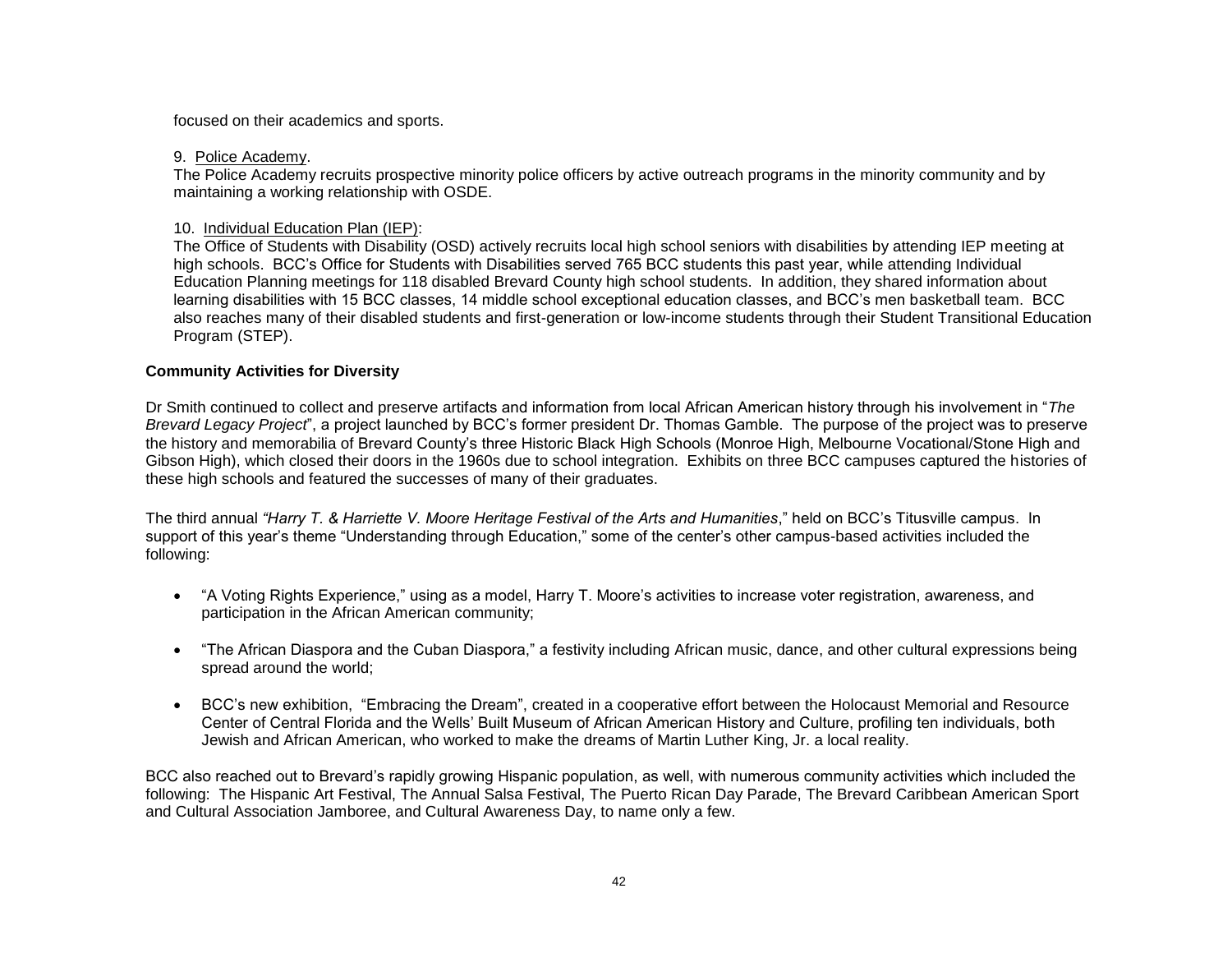focused on their academics and sports.

9. Police Academy.

The Police Academy recruits prospective minority police officers by active outreach programs in the minority community and by maintaining a working relationship with OSDE.

10. Individual Education Plan (IEP):

The Office of Students with Disability (OSD) actively recruits local high school seniors with disabilities by attending IEP meeting at high schools. BCC's Office for Students with Disabilities served 765 BCC students this past year, while attending Individual Education Planning meetings for 118 disabled Brevard County high school students. In addition, they shared information about learning disabilities with 15 BCC classes, 14 middle school exceptional education classes, and BCC's men basketball team. BCC also reaches many of their disabled students and first-generation or low-income students through their Student Transitional Education Program (STEP).

**Community Activities for Diversity**

Dr Smith continued to collect and preserve artifacts and information from local African American history through his involvement in "*The Brevard Legacy Project*", a project launched by BCC's former president Dr. Thomas Gamble. The purpose of the project was to preserve the history and memorabilia of Brevard County's three Historic Black High Schools (Monroe High, Melbourne Vocational/Stone High and Gibson High), which closed their doors in the 1960s due to school integration. Exhibits on three BCC campuses captured the histories of these high schools and featured the successes of many of their graduates.

The third annual *"Harry T. & Harriette V. Moore Heritage Festival of the Arts and Humanities*," held on BCC's Titusville campus. In support of this year's theme "Understanding through Education," some of the center's other campus-based activities included the following:

- "A Voting Rights Experience," using as a model, Harry T. Moore's activities to increase voter registration, awareness, and participation in the African American community;

- "The African Diaspora and the Cuban Diaspora," a festivity including African music, dance, and other cultural expressions being spread around the world;

- BCC's new exhibition, "Embracing the Dream", created in a cooperative effort between the Holocaust Memorial and Resource Center of Central Florida and the Wells' Built Museum of African American History and Culture, profiling ten individuals, both Jewish and African American, who worked to make the dreams of Martin Luther King, Jr. a local reality.

BCC also reached out to Brevard's rapidly growing Hispanic population, as well, with numerous community activities which included the following: The Hispanic Art Festival, The Annual Salsa Festival, The Puerto Rican Day Parade, The Brevard Caribbean American Sport and Cultural Association Jamboree, and Cultural Awareness Day, to name only a few.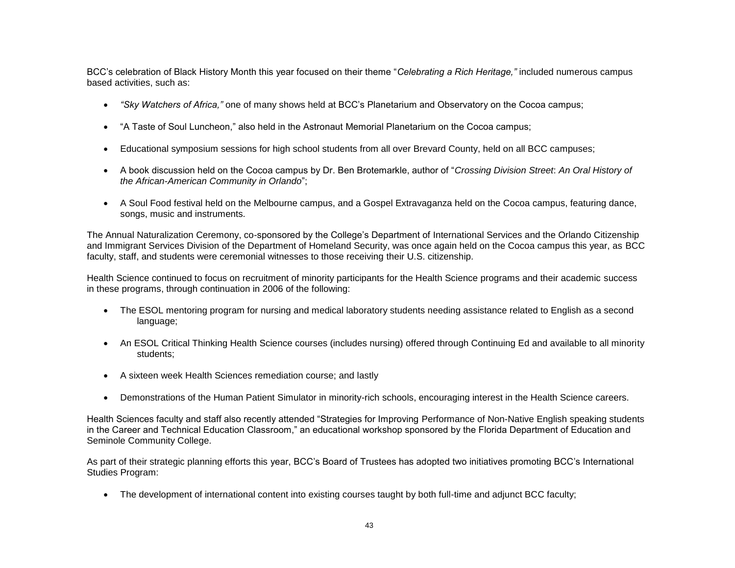BCC's celebration of Black History Month this year focused on their theme "*Celebrating a Rich Heritage,"* included numerous campus based activities, such as:

- *"Sky Watchers of Africa,"* one of many shows held at BCC's Planetarium and Observatory on the Cocoa campus;
- "A Taste of Soul Luncheon," also held in the Astronaut Memorial Planetarium on the Cocoa campus;
- Educational symposium sessions for high school students from all over Brevard County, held on all BCC campuses;
- A book discussion held on the Cocoa campus by Dr. Ben Brotemarkle, author of "*Crossing Division Street*: *An Oral History of the African-American Community in Orlando*";
- A Soul Food festival held on the Melbourne campus, and a Gospel Extravaganza held on the Cocoa campus, featuring dance, songs, music and instruments.

The Annual Naturalization Ceremony, co-sponsored by the College's Department of International Services and the Orlando Citizenship and Immigrant Services Division of the Department of Homeland Security, was once again held on the Cocoa campus this year, as BCC faculty, staff, and students were ceremonial witnesses to those receiving their U.S. citizenship.

Health Science continued to focus on recruitment of minority participants for the Health Science programs and their academic success in these programs, through continuation in 2006 of the following:

- The ESOL mentoring program for nursing and medical laboratory students needing assistance related to English as a second language;
- An ESOL Critical Thinking Health Science courses (includes nursing) offered through Continuing Ed and available to all minority students;
- A sixteen week Health Sciences remediation course; and lastly
- Demonstrations of the Human Patient Simulator in minority-rich schools, encouraging interest in the Health Science careers.

Health Sciences faculty and staff also recently attended "Strategies for Improving Performance of Non-Native English speaking students in the Career and Technical Education Classroom," an educational workshop sponsored by the Florida Department of Education and Seminole Community College.

As part of their strategic planning efforts this year, BCC's Board of Trustees has adopted two initiatives promoting BCC's International Studies Program:

- The development of international content into existing courses taught by both full-time and adjunct BCC faculty;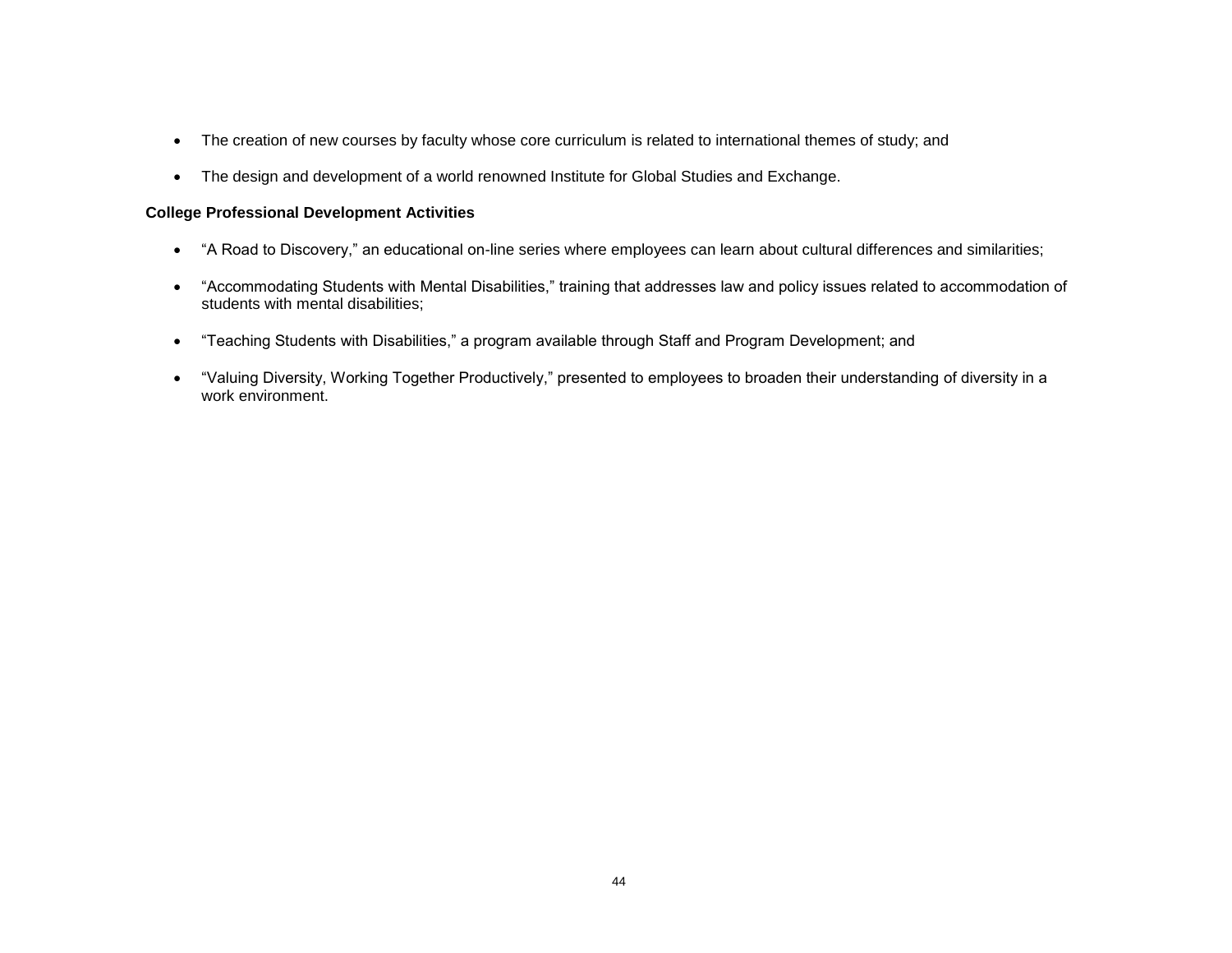- The creation of new courses by faculty whose core curriculum is related to international themes of study; and
- The design and development of a world renowned Institute for Global Studies and Exchange.

**College Professional Development Activities**

- “A Road to Discovery,” an educational on-line series where employees can learn about cultural differences and similarities;
- “Accommodating Students with Mental Disabilities,” training that addresses law and policy issues related to accommodation of students with mental disabilities;
- “Teaching Students with Disabilities,” a program available through Staff and Program Development; and
- “Valuing Diversity, Working Together Productively,” presented to employees to broaden their understanding of diversity in a work environment.